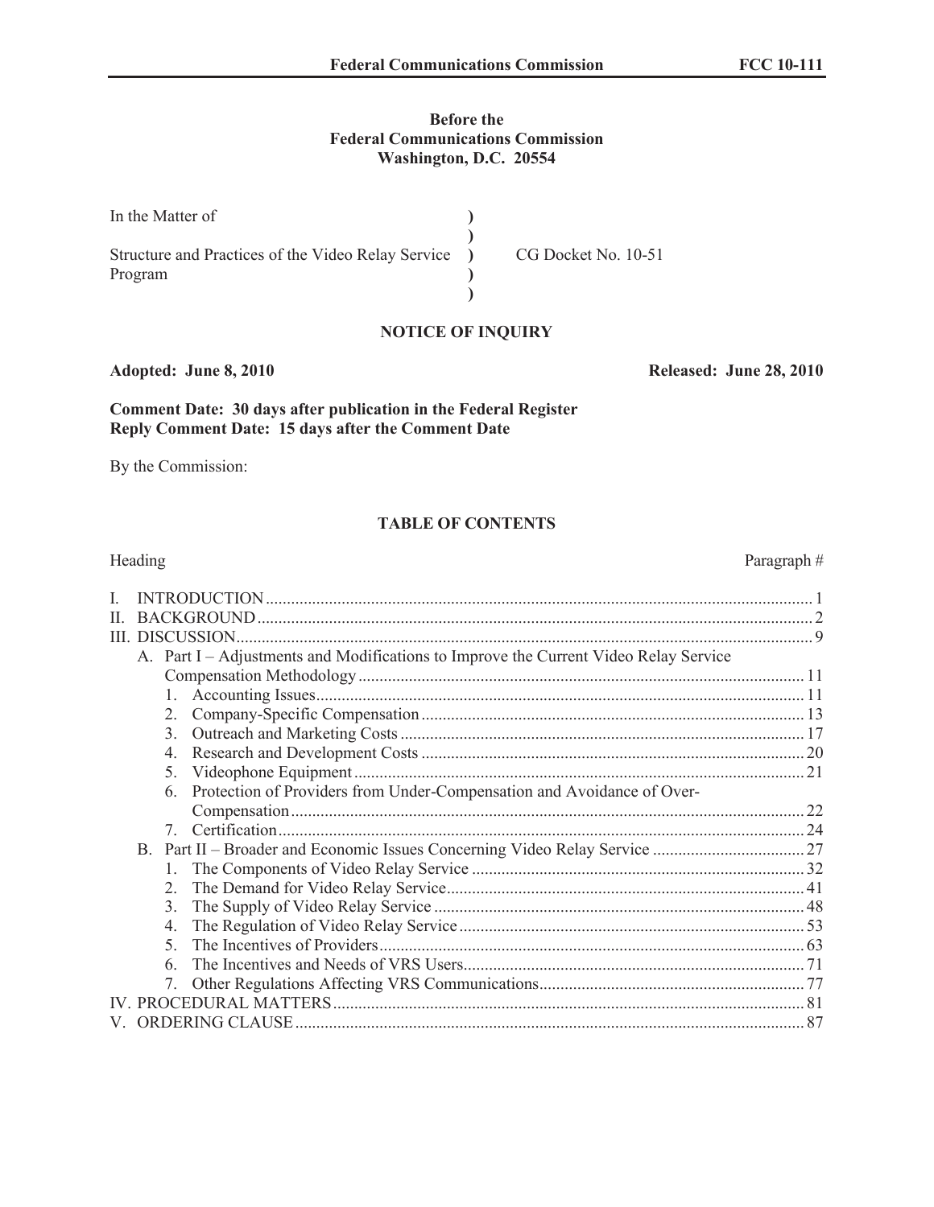**Before the**
**Federal Communications Commission**
**Washington, D.C. 20554**

| | | |
|---|---|---|
| In the Matter of | ) | |
| | ) | |
| Structure and Practices of the Video Relay Service Program | ) | CG Docket No. 10-51 |
| | ) | |
| | ) | |

## NOTICE OF INQUIRY

**Adopted: June 8, 2010** **Released: June 28, 2010**

**Comment Date: 30 days after publication in the Federal Register**
**Reply Comment Date: 15 days after the Comment Date**

By the Commission:

## TABLE OF CONTENTS

| Heading | Paragraph # |
|---|---|
| I. INTRODUCTION | 1 |
| II. BACKGROUND | 2 |
| III. DISCUSSION | 9 |
| A. Part I – Adjustments and Modifications to Improve the Current Video Relay Service Compensation Methodology | 11 |
| 1. Accounting Issues | 11 |
| 2. Company-Specific Compensation | 13 |
| 3. Outreach and Marketing Costs | 17 |
| 4. Research and Development Costs | 20 |
| 5. Videophone Equipment | 21 |
| 6. Protection of Providers from Under-Compensation and Avoidance of Over-Compensation | 22 |
| 7. Certification | 24 |
| B. Part II – Broader and Economic Issues Concerning Video Relay Service | 27 |
| 1. The Components of Video Relay Service | 32 |
| 2. The Demand for Video Relay Service | 41 |
| 3. The Supply of Video Relay Service | 48 |
| 4. The Regulation of Video Relay Service | 53 |
| 5. The Incentives of Providers | 63 |
| 6. The Incentives and Needs of VRS Users | 71 |
| 7. Other Regulations Affecting VRS Communications | 77 |
| IV. PROCEDURAL MATTERS | 81 |
| V. ORDERING CLAUSE | 87 |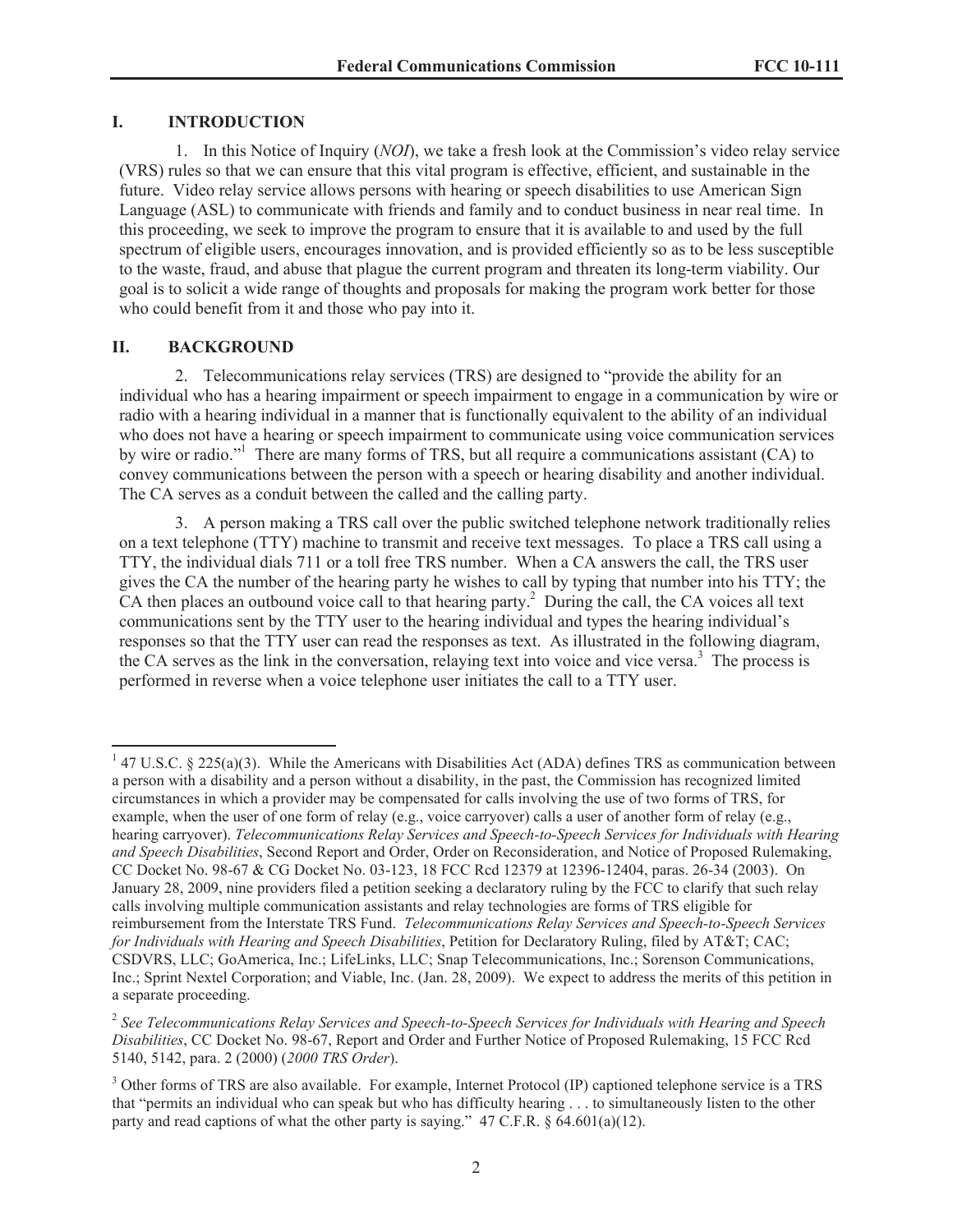## I. INTRODUCTION

1. In this Notice of Inquiry (*NOI*), we take a fresh look at the Commission's video relay service (VRS) rules so that we can ensure that this vital program is effective, efficient, and sustainable in the future. Video relay service allows persons with hearing or speech disabilities to use American Sign Language (ASL) to communicate with friends and family and to conduct business in near real time. In this proceeding, we seek to improve the program to ensure that it is available to and used by the full spectrum of eligible users, encourages innovation, and is provided efficiently so as to be less susceptible to the waste, fraud, and abuse that plague the current program and threaten its long-term viability. Our goal is to solicit a wide range of thoughts and proposals for making the program work better for those who could benefit from it and those who pay into it.

## II. BACKGROUND

2. Telecommunications relay services (TRS) are designed to "provide the ability for an individual who has a hearing impairment or speech impairment to engage in a communication by wire or radio with a hearing individual in a manner that is functionally equivalent to the ability of an individual who does not have a hearing or speech impairment to communicate using voice communication services by wire or radio."[1] There are many forms of TRS, but all require a communications assistant (CA) to convey communications between the person with a speech or hearing disability and another individual. The CA serves as a conduit between the called and the calling party.

3. A person making a TRS call over the public switched telephone network traditionally relies on a text telephone (TTY) machine to transmit and receive text messages. To place a TRS call using a TTY, the individual dials 711 or a toll free TRS number. When a CA answers the call, the TRS user gives the CA the number of the hearing party he wishes to call by typing that number into his TTY; the CA then places an outbound voice call to that hearing party.[2] During the call, the CA voices all text communications sent by the TTY user to the hearing individual and types the hearing individual's responses so that the TTY user can read the responses as text. As illustrated in the following diagram, the CA serves as the link in the conversation, relaying text into voice and vice versa.[3] The process is performed in reverse when a voice telephone user initiates the call to a TTY user.

---

[1] 47 U.S.C. § 225(a)(3). While the Americans with Disabilities Act (ADA) defines TRS as communication between a person with a disability and a person without a disability, in the past, the Commission has recognized limited circumstances in which a provider may be compensated for calls involving the use of two forms of TRS, for example, when the user of one form of relay (e.g., voice carryover) calls a user of another form of relay (e.g., hearing carryover). *Telecommunications Relay Services and Speech-to-Speech Services for Individuals with Hearing and Speech Disabilities*, Second Report and Order, Order on Reconsideration, and Notice of Proposed Rulemaking, CC Docket No. 98-67 & CG Docket No. 03-123, 18 FCC Rcd 12379 at 12396-12404, paras. 26-34 (2003). On January 28, 2009, nine providers filed a petition seeking a declaratory ruling by the FCC to clarify that such relay calls involving multiple communication assistants and relay technologies are forms of TRS eligible for reimbursement from the Interstate TRS Fund. *Telecommunications Relay Services and Speech-to-Speech Services for Individuals with Hearing and Speech Disabilities*, Petition for Declaratory Ruling, filed by AT&T; CAC; CSDVRS, LLC; GoAmerica, Inc.; LifeLinks, LLC; Snap Telecommunications, Inc.; Sorenson Communications, Inc.; Sprint Nextel Corporation; and Viable, Inc. (Jan. 28, 2009). We expect to address the merits of this petition in a separate proceeding.

[2] *See Telecommunications Relay Services and Speech-to-Speech Services for Individuals with Hearing and Speech Disabilities*, CC Docket No. 98-67, Report and Order and Further Notice of Proposed Rulemaking, 15 FCC Rcd 5140, 5142, para. 2 (2000) (*2000 TRS Order*).

[3] Other forms of TRS are also available. For example, Internet Protocol (IP) captioned telephone service is a TRS that "permits an individual who can speak but who has difficulty hearing . . . to simultaneously listen to the other party and read captions of what the other party is saying." 47 C.F.R. § 64.601(a)(12).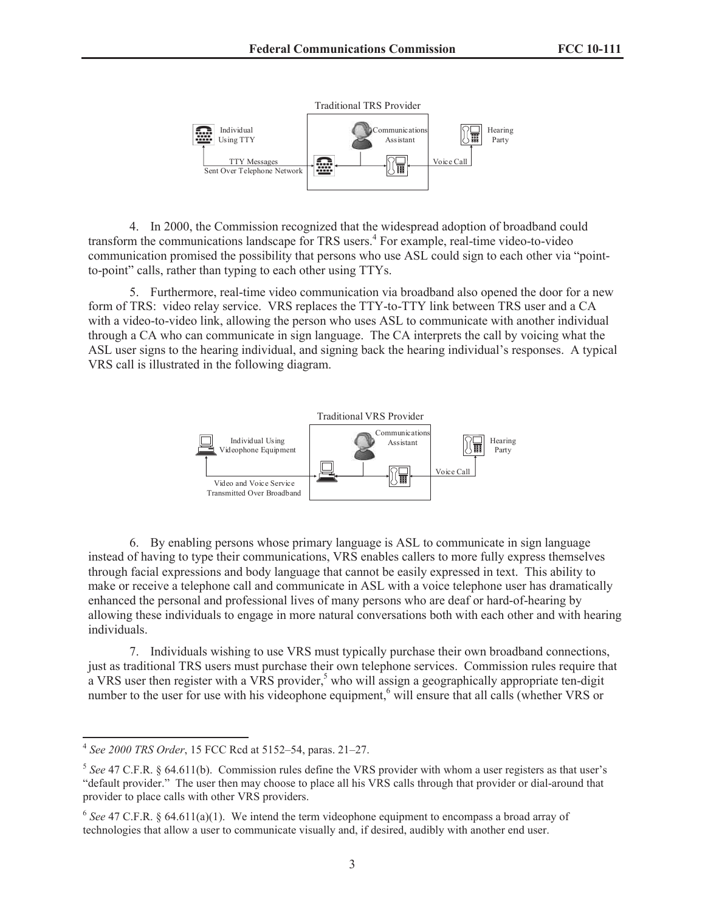Traditional TRS Provider

Individual Using TTY — Communications Assistant — Hearing Party

TTY Messages Sent Over Telephone Network — Voice Call

4. In 2000, the Commission recognized that the widespread adoption of broadband could transform the communications landscape for TRS users.[4] For example, real-time video-to-video communication promised the possibility that persons who use ASL could sign to each other via "point-to-point" calls, rather than typing to each other using TTYs.

5. Furthermore, real-time video communication via broadband also opened the door for a new form of TRS: video relay service. VRS replaces the TTY-to-TTY link between TRS user and a CA with a video-to-video link, allowing the person who uses ASL to communicate with another individual through a CA who can communicate in sign language. The CA interprets the call by voicing what the ASL user signs to the hearing individual, and signing back the hearing individual's responses. A typical VRS call is illustrated in the following diagram.

Traditional VRS Provider

Individual Using Videophone Equipment — Communications Assistant — Hearing Party

Video and Voice Service Transmitted Over Broadband — Voice Call

6. By enabling persons whose primary language is ASL to communicate in sign language instead of having to type their communications, VRS enables callers to more fully express themselves through facial expressions and body language that cannot be easily expressed in text. This ability to make or receive a telephone call and communicate in ASL with a voice telephone user has dramatically enhanced the personal and professional lives of many persons who are deaf or hard-of-hearing by allowing these individuals to engage in more natural conversations both with each other and with hearing individuals.

7. Individuals wishing to use VRS must typically purchase their own broadband connections, just as traditional TRS users must purchase their own telephone services. Commission rules require that a VRS user then register with a VRS provider,[5] who will assign a geographically appropriate ten-digit number to the user for use with his videophone equipment,[6] will ensure that all calls (whether VRS or

---

[4] *See 2000 TRS Order*, 15 FCC Rcd at 5152–54, paras. 21–27.

[5] *See* 47 C.F.R. § 64.611(b). Commission rules define the VRS provider with whom a user registers as that user's "default provider." The user then may choose to place all his VRS calls through that provider or dial-around that provider to place calls with other VRS providers.

[6] *See* 47 C.F.R. § 64.611(a)(1). We intend the term videophone equipment to encompass a broad array of technologies that allow a user to communicate visually and, if desired, audibly with another end user.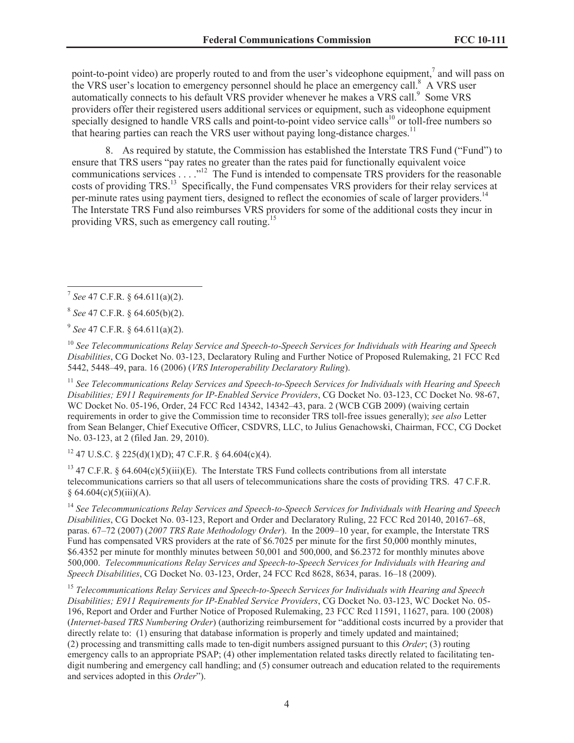point-to-point video) are properly routed to and from the user's videophone equipment,[7] and will pass on the VRS user's location to emergency personnel should he place an emergency call.[8] A VRS user automatically connects to his default VRS provider whenever he makes a VRS call.[9] Some VRS providers offer their registered users additional services or equipment, such as videophone equipment specially designed to handle VRS calls and point-to-point video service calls[10] or toll-free numbers so that hearing parties can reach the VRS user without paying long-distance charges.[11]

8. As required by statute, the Commission has established the Interstate TRS Fund ("Fund") to ensure that TRS users "pay rates no greater than the rates paid for functionally equivalent voice communications services . . . ."[12] The Fund is intended to compensate TRS providers for the reasonable costs of providing TRS.[13] Specifically, the Fund compensates VRS providers for their relay services at per-minute rates using payment tiers, designed to reflect the economies of scale of larger providers.[14] The Interstate TRS Fund also reimburses VRS providers for some of the additional costs they incur in providing VRS, such as emergency call routing.[15]

---

[7] *See* 47 C.F.R. § 64.611(a)(2).

[8] *See* 47 C.F.R. § 64.605(b)(2).

[9] *See* 47 C.F.R. § 64.611(a)(2).

[10] *See Telecommunications Relay Service and Speech-to-Speech Services for Individuals with Hearing and Speech Disabilities*, CG Docket No. 03-123, Declaratory Ruling and Further Notice of Proposed Rulemaking, 21 FCC Rcd 5442, 5448–49, para. 16 (2006) (*VRS Interoperability Declaratory Ruling*).

[11] *See Telecommunications Relay Services and Speech-to-Speech Services for Individuals with Hearing and Speech Disabilities; E911 Requirements for IP-Enabled Service Providers*, CG Docket No. 03-123, CC Docket No. 98-67, WC Docket No. 05-196, Order, 24 FCC Rcd 14342, 14342–43, para. 2 (WCB CGB 2009) (waiving certain requirements in order to give the Commission time to reconsider TRS toll-free issues generally); *see also* Letter from Sean Belanger, Chief Executive Officer, CSDVRS, LLC, to Julius Genachowski, Chairman, FCC, CG Docket No. 03-123, at 2 (filed Jan. 29, 2010).

[12] 47 U.S.C. § 225(d)(1)(D); 47 C.F.R. § 64.604(c)(4).

[13] 47 C.F.R. § 64.604(c)(5)(iii)(E). The Interstate TRS Fund collects contributions from all interstate telecommunications carriers so that all users of telecommunications share the costs of providing TRS. 47 C.F.R. § 64.604(c)(5)(iii)(A).

[14] *See Telecommunications Relay Services and Speech-to-Speech Services for Individuals with Hearing and Speech Disabilities*, CG Docket No. 03-123, Report and Order and Declaratory Ruling, 22 FCC Rcd 20140, 20167–68, paras. 67–72 (2007) (*2007 TRS Rate Methodology Order*). In the 2009–10 year, for example, the Interstate TRS Fund has compensated VRS providers at the rate of $6.7025 per minute for the first 50,000 monthly minutes, $6.4352 per minute for monthly minutes between 50,001 and 500,000, and $6.2372 for monthly minutes above 500,000. *Telecommunications Relay Services and Speech-to-Speech Services for Individuals with Hearing and Speech Disabilities*, CG Docket No. 03-123, Order, 24 FCC Rcd 8628, 8634, paras. 16–18 (2009).

[15] *Telecommunications Relay Services and Speech-to-Speech Services for Individuals with Hearing and Speech Disabilities; E911 Requirements for IP-Enabled Service Providers*, CG Docket No. 03-123, WC Docket No. 05-196, Report and Order and Further Notice of Proposed Rulemaking, 23 FCC Rcd 11591, 11627, para. 100 (2008) (*Internet-based TRS Numbering Order*) (authorizing reimbursement for "additional costs incurred by a provider that directly relate to: (1) ensuring that database information is properly and timely updated and maintained; (2) processing and transmitting calls made to ten-digit numbers assigned pursuant to this *Order*; (3) routing emergency calls to an appropriate PSAP; (4) other implementation related tasks directly related to facilitating ten-digit numbering and emergency call handling; and (5) consumer outreach and education related to the requirements and services adopted in this *Order*").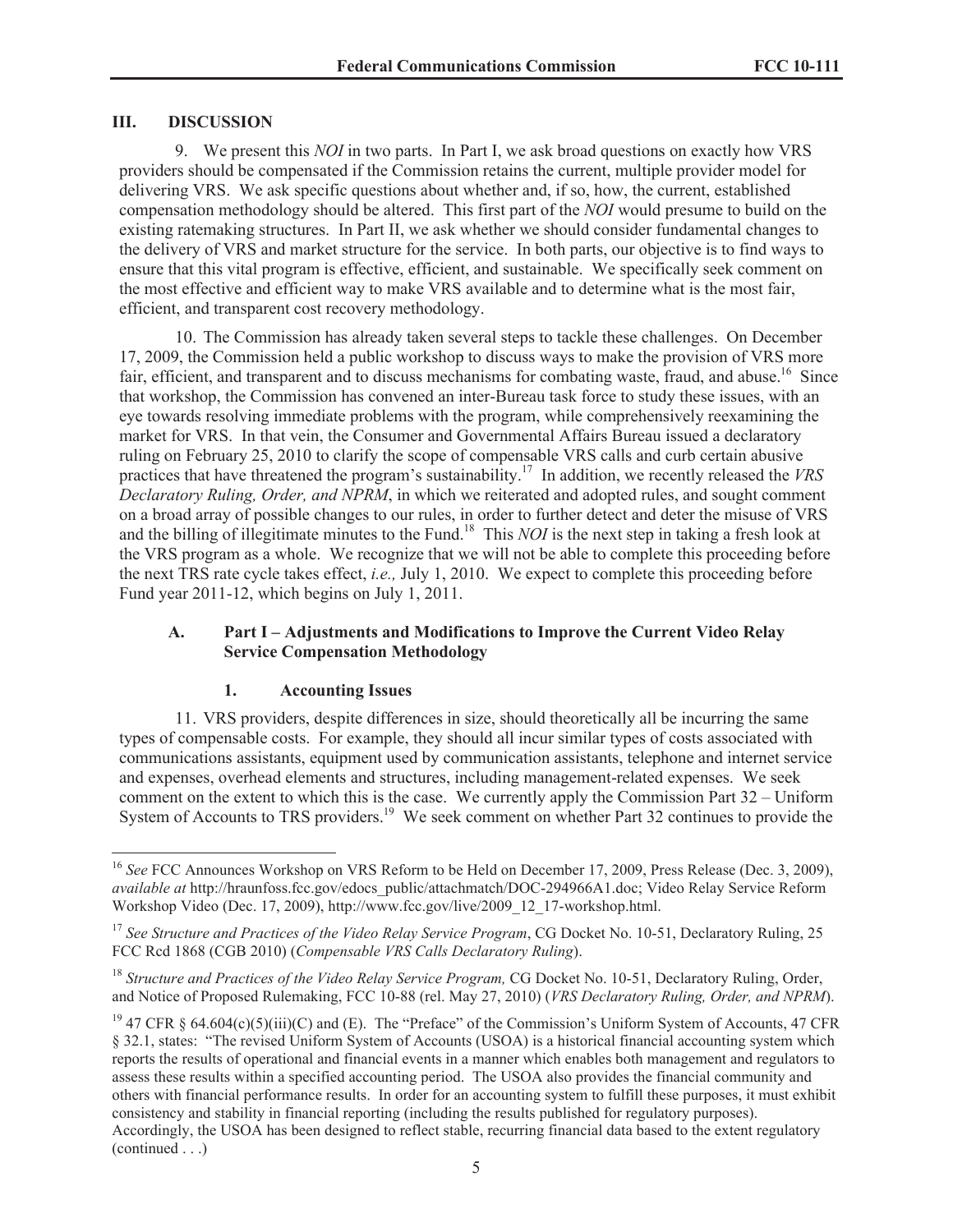## III. DISCUSSION

9. We present this *NOI* in two parts. In Part I, we ask broad questions on exactly how VRS providers should be compensated if the Commission retains the current, multiple provider model for delivering VRS. We ask specific questions about whether and, if so, how, the current, established compensation methodology should be altered. This first part of the *NOI* would presume to build on the existing ratemaking structures. In Part II, we ask whether we should consider fundamental changes to the delivery of VRS and market structure for the service. In both parts, our objective is to find ways to ensure that this vital program is effective, efficient, and sustainable. We specifically seek comment on the most effective and efficient way to make VRS available and to determine what is the most fair, efficient, and transparent cost recovery methodology.

10. The Commission has already taken several steps to tackle these challenges. On December 17, 2009, the Commission held a public workshop to discuss ways to make the provision of VRS more fair, efficient, and transparent and to discuss mechanisms for combating waste, fraud, and abuse.[16] Since that workshop, the Commission has convened an inter-Bureau task force to study these issues, with an eye towards resolving immediate problems with the program, while comprehensively reexamining the market for VRS. In that vein, the Consumer and Governmental Affairs Bureau issued a declaratory ruling on February 25, 2010 to clarify the scope of compensable VRS calls and curb certain abusive practices that have threatened the program's sustainability.[17] In addition, we recently released the *VRS Declaratory Ruling, Order, and NPRM*, in which we reiterated and adopted rules, and sought comment on a broad array of possible changes to our rules, in order to further detect and deter the misuse of VRS and the billing of illegitimate minutes to the Fund.[18] This *NOI* is the next step in taking a fresh look at the VRS program as a whole. We recognize that we will not be able to complete this proceeding before the next TRS rate cycle takes effect, *i.e.,* July 1, 2010. We expect to complete this proceeding before Fund year 2011-12, which begins on July 1, 2011.

### A. Part I – Adjustments and Modifications to Improve the Current Video Relay Service Compensation Methodology

#### 1. Accounting Issues

11. VRS providers, despite differences in size, should theoretically all be incurring the same types of compensable costs. For example, they should all incur similar types of costs associated with communications assistants, equipment used by communication assistants, telephone and internet service and expenses, overhead elements and structures, including management-related expenses. We seek comment on the extent to which this is the case. We currently apply the Commission Part 32 – Uniform System of Accounts to TRS providers.[19] We seek comment on whether Part 32 continues to provide the

---

[16] *See* FCC Announces Workshop on VRS Reform to be Held on December 17, 2009, Press Release (Dec. 3, 2009), *available at* http://hraunfoss.fcc.gov/edocs_public/attachmatch/DOC-294966A1.doc; Video Relay Service Reform Workshop Video (Dec. 17, 2009), http://www.fcc.gov/live/2009_12_17-workshop.html.

[17] *See Structure and Practices of the Video Relay Service Program*, CG Docket No. 10-51, Declaratory Ruling, 25 FCC Rcd 1868 (CGB 2010) (*Compensable VRS Calls Declaratory Ruling*).

[18] *Structure and Practices of the Video Relay Service Program,* CG Docket No. 10-51, Declaratory Ruling, Order, and Notice of Proposed Rulemaking, FCC 10-88 (rel. May 27, 2010) (*VRS Declaratory Ruling, Order, and NPRM*).

[19] 47 CFR § 64.604(c)(5)(iii)(C) and (E). The "Preface" of the Commission's Uniform System of Accounts, 47 CFR § 32.1, states: "The revised Uniform System of Accounts (USOA) is a historical financial accounting system which reports the results of operational and financial events in a manner which enables both management and regulators to assess these results within a specified accounting period. The USOA also provides the financial community and others with financial performance results. In order for an accounting system to fulfill these purposes, it must exhibit consistency and stability in financial reporting (including the results published for regulatory purposes). Accordingly, the USOA has been designed to reflect stable, recurring financial data based to the extent regulatory (continued . . .)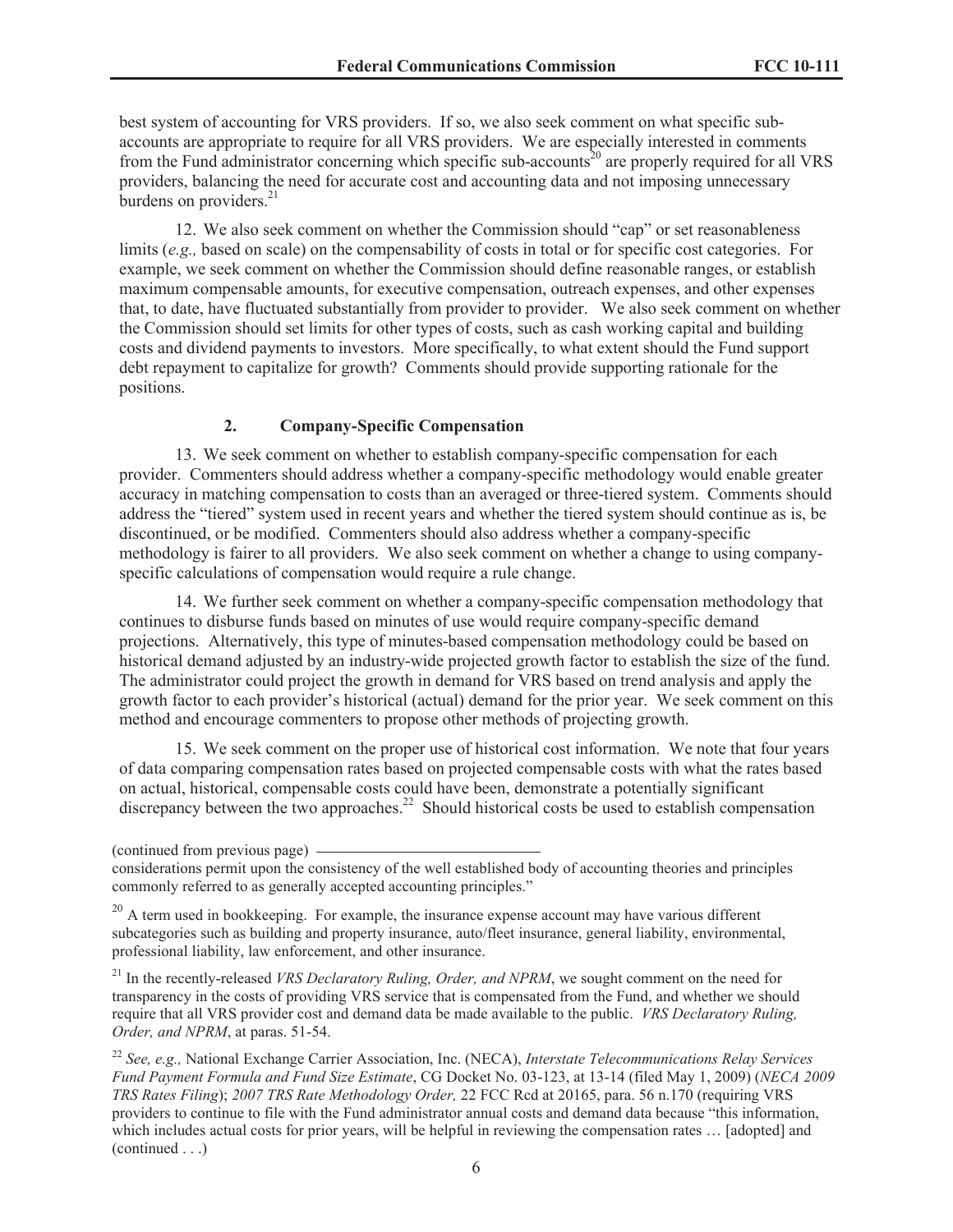best system of accounting for VRS providers. If so, we also seek comment on what specific sub-accounts are appropriate to require for all VRS providers. We are especially interested in comments from the Fund administrator concerning which specific sub-accounts[20] are properly required for all VRS providers, balancing the need for accurate cost and accounting data and not imposing unnecessary burdens on providers.[21]

12. We also seek comment on whether the Commission should "cap" or set reasonableness limits (*e.g.,* based on scale) on the compensability of costs in total or for specific cost categories. For example, we seek comment on whether the Commission should define reasonable ranges, or establish maximum compensable amounts, for executive compensation, outreach expenses, and other expenses that, to date, have fluctuated substantially from provider to provider. We also seek comment on whether the Commission should set limits for other types of costs, such as cash working capital and building costs and dividend payments to investors. More specifically, to what extent should the Fund support debt repayment to capitalize for growth? Comments should provide supporting rationale for the positions.

### 2. Company-Specific Compensation

13. We seek comment on whether to establish company-specific compensation for each provider. Commenters should address whether a company-specific methodology would enable greater accuracy in matching compensation to costs than an averaged or three-tiered system. Comments should address the "tiered" system used in recent years and whether the tiered system should continue as is, be discontinued, or be modified. Commenters should also address whether a company-specific methodology is fairer to all providers. We also seek comment on whether a change to using company-specific calculations of compensation would require a rule change.

14. We further seek comment on whether a company-specific compensation methodology that continues to disburse funds based on minutes of use would require company-specific demand projections. Alternatively, this type of minutes-based compensation methodology could be based on historical demand adjusted by an industry-wide projected growth factor to establish the size of the fund. The administrator could project the growth in demand for VRS based on trend analysis and apply the growth factor to each provider's historical (actual) demand for the prior year. We seek comment on this method and encourage commenters to propose other methods of projecting growth.

15. We seek comment on the proper use of historical cost information. We note that four years of data comparing compensation rates based on projected compensable costs with what the rates based on actual, historical, compensable costs could have been, demonstrate a potentially significant discrepancy between the two approaches.[22] Should historical costs be used to establish compensation

---

(continued from previous page) considerations permit upon the consistency of the well established body of accounting theories and principles commonly referred to as generally accepted accounting principles."

[20] A term used in bookkeeping. For example, the insurance expense account may have various different subcategories such as building and property insurance, auto/fleet insurance, general liability, environmental, professional liability, law enforcement, and other insurance.

[21] In the recently-released *VRS Declaratory Ruling, Order, and NPRM*, we sought comment on the need for transparency in the costs of providing VRS service that is compensated from the Fund, and whether we should require that all VRS provider cost and demand data be made available to the public. *VRS Declaratory Ruling, Order, and NPRM*, at paras. 51-54.

[22] *See, e.g.,* National Exchange Carrier Association, Inc. (NECA), *Interstate Telecommunications Relay Services Fund Payment Formula and Fund Size Estimate*, CG Docket No. 03-123, at 13-14 (filed May 1, 2009) (*NECA 2009 TRS Rates Filing*); *2007 TRS Rate Methodology Order,* 22 FCC Rcd at 20165, para. 56 n.170 (requiring VRS providers to continue to file with the Fund administrator annual costs and demand data because "this information, which includes actual costs for prior years, will be helpful in reviewing the compensation rates … [adopted] and (continued . . .)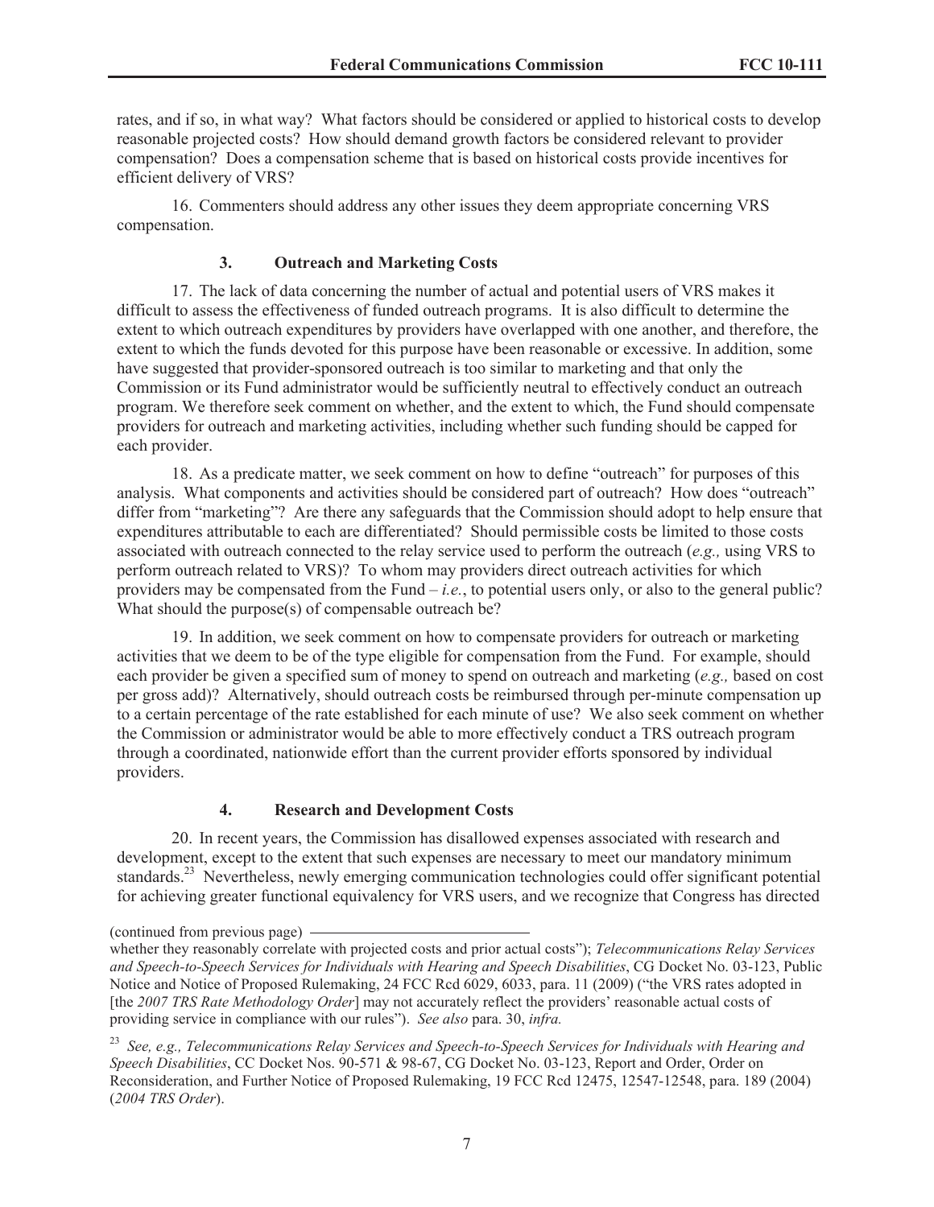rates, and if so, in what way? What factors should be considered or applied to historical costs to develop reasonable projected costs? How should demand growth factors be considered relevant to provider compensation? Does a compensation scheme that is based on historical costs provide incentives for efficient delivery of VRS?

16. Commenters should address any other issues they deem appropriate concerning VRS compensation.

### 3. Outreach and Marketing Costs

17. The lack of data concerning the number of actual and potential users of VRS makes it difficult to assess the effectiveness of funded outreach programs. It is also difficult to determine the extent to which outreach expenditures by providers have overlapped with one another, and therefore, the extent to which the funds devoted for this purpose have been reasonable or excessive. In addition, some have suggested that provider-sponsored outreach is too similar to marketing and that only the Commission or its Fund administrator would be sufficiently neutral to effectively conduct an outreach program. We therefore seek comment on whether, and the extent to which, the Fund should compensate providers for outreach and marketing activities, including whether such funding should be capped for each provider.

18. As a predicate matter, we seek comment on how to define "outreach" for purposes of this analysis. What components and activities should be considered part of outreach? How does "outreach" differ from "marketing"? Are there any safeguards that the Commission should adopt to help ensure that expenditures attributable to each are differentiated? Should permissible costs be limited to those costs associated with outreach connected to the relay service used to perform the outreach (*e.g.,* using VRS to perform outreach related to VRS)? To whom may providers direct outreach activities for which providers may be compensated from the Fund – *i.e.*, to potential users only, or also to the general public? What should the purpose(s) of compensable outreach be?

19. In addition, we seek comment on how to compensate providers for outreach or marketing activities that we deem to be of the type eligible for compensation from the Fund. For example, should each provider be given a specified sum of money to spend on outreach and marketing (*e.g.,* based on cost per gross add)? Alternatively, should outreach costs be reimbursed through per-minute compensation up to a certain percentage of the rate established for each minute of use? We also seek comment on whether the Commission or administrator would be able to more effectively conduct a TRS outreach program through a coordinated, nationwide effort than the current provider efforts sponsored by individual providers.

### 4. Research and Development Costs

20. In recent years, the Commission has disallowed expenses associated with research and development, except to the extent that such expenses are necessary to meet our mandatory minimum standards.[23] Nevertheless, newly emerging communication technologies could offer significant potential for achieving greater functional equivalency for VRS users, and we recognize that Congress has directed

(continued from previous page) whether they reasonably correlate with projected costs and prior actual costs"); *Telecommunications Relay Services and Speech-to-Speech Services for Individuals with Hearing and Speech Disabilities*, CG Docket No. 03-123, Public Notice and Notice of Proposed Rulemaking, 24 FCC Rcd 6029, 6033, para. 11 (2009) ("the VRS rates adopted in [the *2007 TRS Rate Methodology Order*] may not accurately reflect the providers' reasonable actual costs of providing service in compliance with our rules"). *See also* para. 30, *infra.*

[23] *See, e.g., Telecommunications Relay Services and Speech-to-Speech Services for Individuals with Hearing and Speech Disabilities*, CC Docket Nos. 90-571 & 98-67, CG Docket No. 03-123, Report and Order, Order on Reconsideration, and Further Notice of Proposed Rulemaking, 19 FCC Rcd 12475, 12547-12548, para. 189 (2004) (*2004 TRS Order*).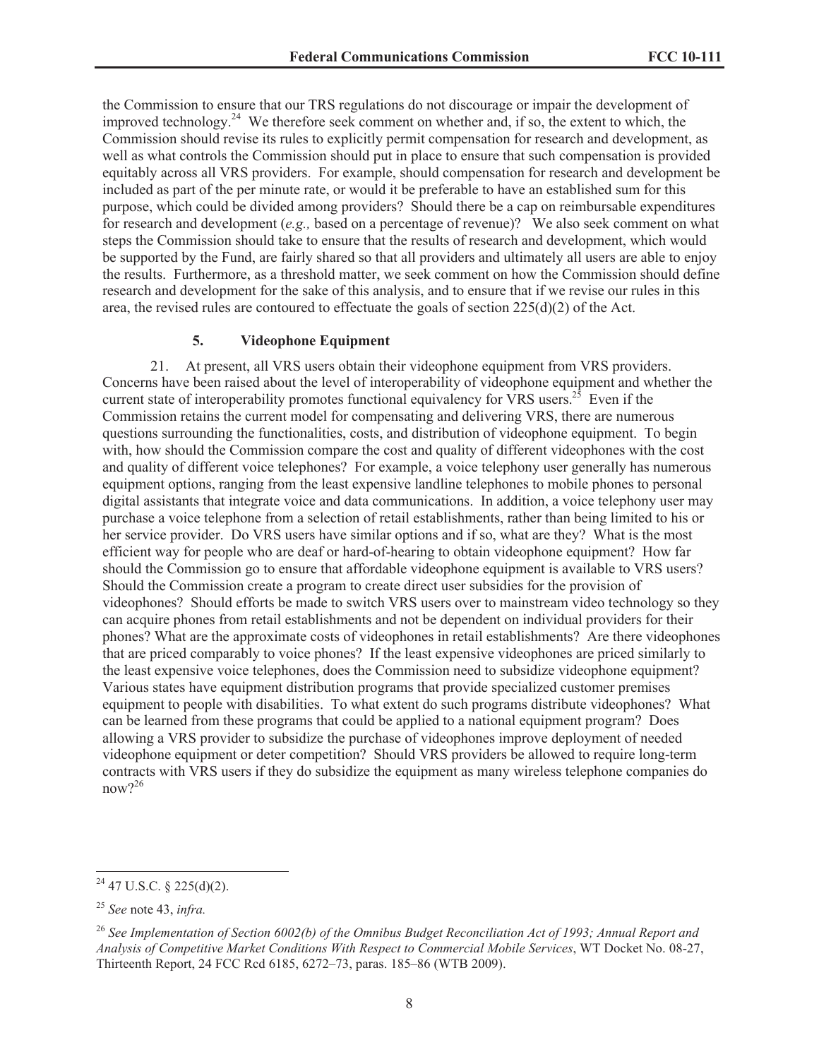the Commission to ensure that our TRS regulations do not discourage or impair the development of improved technology.[24] We therefore seek comment on whether and, if so, the extent to which, the Commission should revise its rules to explicitly permit compensation for research and development, as well as what controls the Commission should put in place to ensure that such compensation is provided equitably across all VRS providers. For example, should compensation for research and development be included as part of the per minute rate, or would it be preferable to have an established sum for this purpose, which could be divided among providers? Should there be a cap on reimbursable expenditures for research and development (*e.g.,* based on a percentage of revenue)? We also seek comment on what steps the Commission should take to ensure that the results of research and development, which would be supported by the Fund, are fairly shared so that all providers and ultimately all users are able to enjoy the results. Furthermore, as a threshold matter, we seek comment on how the Commission should define research and development for the sake of this analysis, and to ensure that if we revise our rules in this area, the revised rules are contoured to effectuate the goals of section 225(d)(2) of the Act.

### 5. Videophone Equipment

21. At present, all VRS users obtain their videophone equipment from VRS providers. Concerns have been raised about the level of interoperability of videophone equipment and whether the current state of interoperability promotes functional equivalency for VRS users.[25] Even if the Commission retains the current model for compensating and delivering VRS, there are numerous questions surrounding the functionalities, costs, and distribution of videophone equipment. To begin with, how should the Commission compare the cost and quality of different videophones with the cost and quality of different voice telephones? For example, a voice telephony user generally has numerous equipment options, ranging from the least expensive landline telephones to mobile phones to personal digital assistants that integrate voice and data communications. In addition, a voice telephony user may purchase a voice telephone from a selection of retail establishments, rather than being limited to his or her service provider. Do VRS users have similar options and if so, what are they? What is the most efficient way for people who are deaf or hard-of-hearing to obtain videophone equipment? How far should the Commission go to ensure that affordable videophone equipment is available to VRS users? Should the Commission create a program to create direct user subsidies for the provision of videophones? Should efforts be made to switch VRS users over to mainstream video technology so they can acquire phones from retail establishments and not be dependent on individual providers for their phones? What are the approximate costs of videophones in retail establishments? Are there videophones that are priced comparably to voice phones? If the least expensive videophones are priced similarly to the least expensive voice telephones, does the Commission need to subsidize videophone equipment? Various states have equipment distribution programs that provide specialized customer premises equipment to people with disabilities. To what extent do such programs distribute videophones? What can be learned from these programs that could be applied to a national equipment program? Does allowing a VRS provider to subsidize the purchase of videophones improve deployment of needed videophone equipment or deter competition? Should VRS providers be allowed to require long-term contracts with VRS users if they do subsidize the equipment as many wireless telephone companies do now?[26]

---

[24] 47 U.S.C. § 225(d)(2).

[25] *See* note 43, *infra.*

[26] *See Implementation of Section 6002(b) of the Omnibus Budget Reconciliation Act of 1993; Annual Report and Analysis of Competitive Market Conditions With Respect to Commercial Mobile Services*, WT Docket No. 08-27, Thirteenth Report, 24 FCC Rcd 6185, 6272–73, paras. 185–86 (WTB 2009).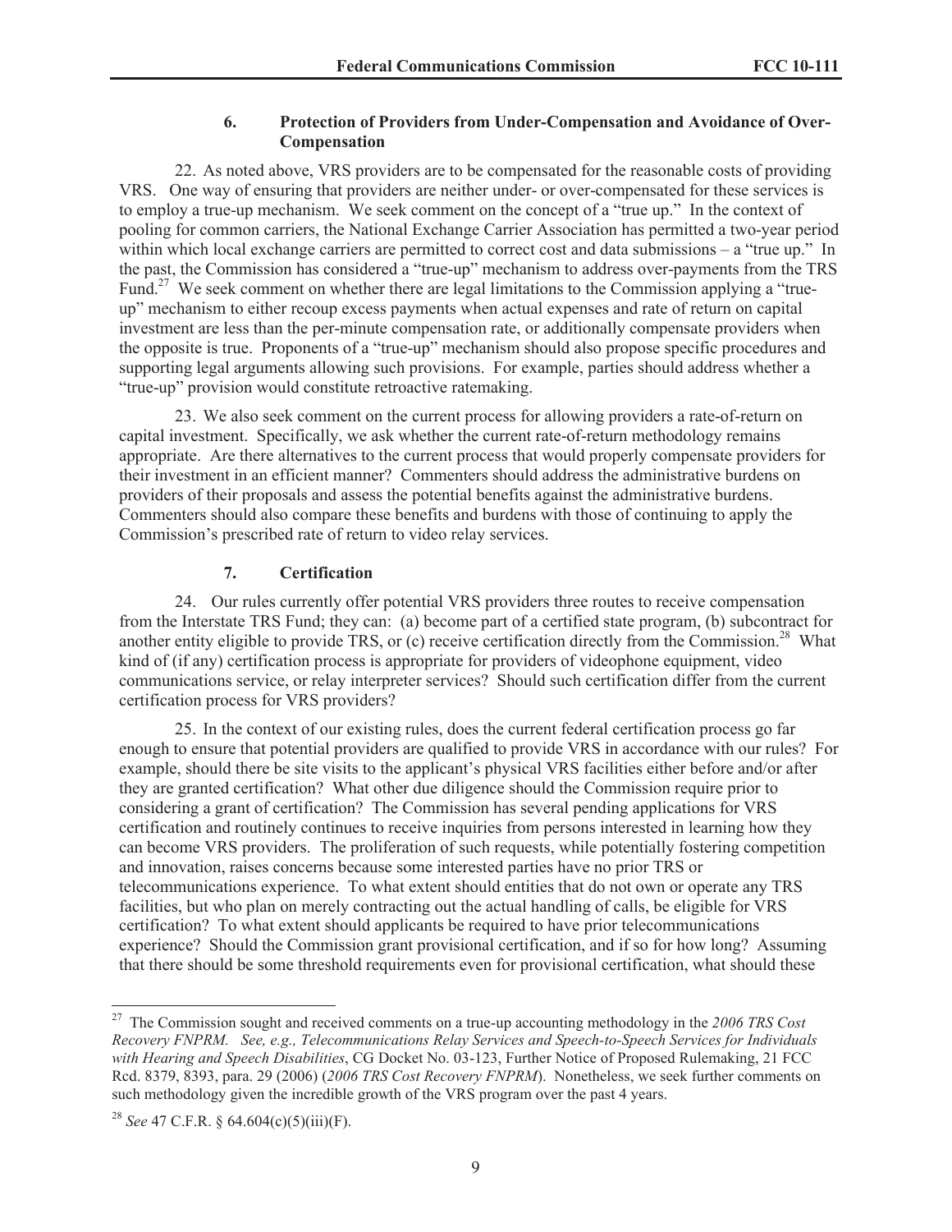### 6. Protection of Providers from Under-Compensation and Avoidance of Over-Compensation

22. As noted above, VRS providers are to be compensated for the reasonable costs of providing VRS. One way of ensuring that providers are neither under- or over-compensated for these services is to employ a true-up mechanism. We seek comment on the concept of a "true up." In the context of pooling for common carriers, the National Exchange Carrier Association has permitted a two-year period within which local exchange carriers are permitted to correct cost and data submissions – a "true up." In the past, the Commission has considered a "true-up" mechanism to address over-payments from the TRS Fund.[27] We seek comment on whether there are legal limitations to the Commission applying a "true-up" mechanism to either recoup excess payments when actual expenses and rate of return on capital investment are less than the per-minute compensation rate, or additionally compensate providers when the opposite is true. Proponents of a "true-up" mechanism should also propose specific procedures and supporting legal arguments allowing such provisions. For example, parties should address whether a "true-up" provision would constitute retroactive ratemaking.

23. We also seek comment on the current process for allowing providers a rate-of-return on capital investment. Specifically, we ask whether the current rate-of-return methodology remains appropriate. Are there alternatives to the current process that would properly compensate providers for their investment in an efficient manner? Commenters should address the administrative burdens on providers of their proposals and assess the potential benefits against the administrative burdens. Commenters should also compare these benefits and burdens with those of continuing to apply the Commission's prescribed rate of return to video relay services.

### 7. Certification

24. Our rules currently offer potential VRS providers three routes to receive compensation from the Interstate TRS Fund; they can: (a) become part of a certified state program, (b) subcontract for another entity eligible to provide TRS, or (c) receive certification directly from the Commission.[28] What kind of (if any) certification process is appropriate for providers of videophone equipment, video communications service, or relay interpreter services? Should such certification differ from the current certification process for VRS providers?

25. In the context of our existing rules, does the current federal certification process go far enough to ensure that potential providers are qualified to provide VRS in accordance with our rules? For example, should there be site visits to the applicant's physical VRS facilities either before and/or after they are granted certification? What other due diligence should the Commission require prior to considering a grant of certification? The Commission has several pending applications for VRS certification and routinely continues to receive inquiries from persons interested in learning how they can become VRS providers. The proliferation of such requests, while potentially fostering competition and innovation, raises concerns because some interested parties have no prior TRS or telecommunications experience. To what extent should entities that do not own or operate any TRS facilities, but who plan on merely contracting out the actual handling of calls, be eligible for VRS certification? To what extent should applicants be required to have prior telecommunications experience? Should the Commission grant provisional certification, and if so for how long? Assuming that there should be some threshold requirements even for provisional certification, what should these

---

[27] The Commission sought and received comments on a true-up accounting methodology in the *2006 TRS Cost Recovery FNPRM*. *See, e.g., Telecommunications Relay Services and Speech-to-Speech Services for Individuals with Hearing and Speech Disabilities*, CG Docket No. 03-123, Further Notice of Proposed Rulemaking, 21 FCC Rcd. 8379, 8393, para. 29 (2006) (*2006 TRS Cost Recovery FNPRM*). Nonetheless, we seek further comments on such methodology given the incredible growth of the VRS program over the past 4 years.

[28] *See* 47 C.F.R. § 64.604(c)(5)(iii)(F).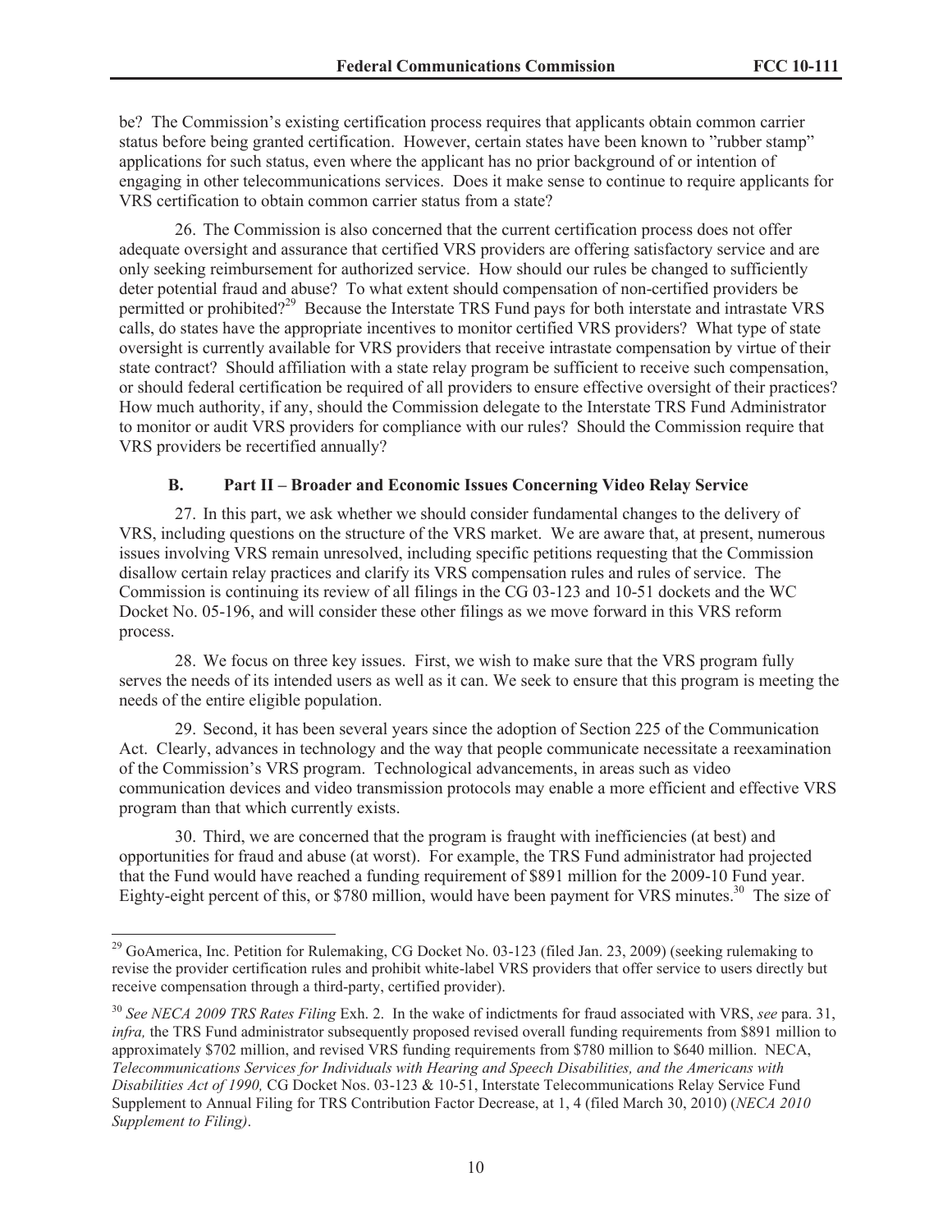be? The Commission's existing certification process requires that applicants obtain common carrier status before being granted certification. However, certain states have been known to "rubber stamp" applications for such status, even where the applicant has no prior background of or intention of engaging in other telecommunications services. Does it make sense to continue to require applicants for VRS certification to obtain common carrier status from a state?

26. The Commission is also concerned that the current certification process does not offer adequate oversight and assurance that certified VRS providers are offering satisfactory service and are only seeking reimbursement for authorized service. How should our rules be changed to sufficiently deter potential fraud and abuse? To what extent should compensation of non-certified providers be permitted or prohibited?[29] Because the Interstate TRS Fund pays for both interstate and intrastate VRS calls, do states have the appropriate incentives to monitor certified VRS providers? What type of state oversight is currently available for VRS providers that receive intrastate compensation by virtue of their state contract? Should affiliation with a state relay program be sufficient to receive such compensation, or should federal certification be required of all providers to ensure effective oversight of their practices? How much authority, if any, should the Commission delegate to the Interstate TRS Fund Administrator to monitor or audit VRS providers for compliance with our rules? Should the Commission require that VRS providers be recertified annually?

### B. Part II – Broader and Economic Issues Concerning Video Relay Service

27. In this part, we ask whether we should consider fundamental changes to the delivery of VRS, including questions on the structure of the VRS market. We are aware that, at present, numerous issues involving VRS remain unresolved, including specific petitions requesting that the Commission disallow certain relay practices and clarify its VRS compensation rules and rules of service. The Commission is continuing its review of all filings in the CG 03-123 and 10-51 dockets and the WC Docket No. 05-196, and will consider these other filings as we move forward in this VRS reform process.

28. We focus on three key issues. First, we wish to make sure that the VRS program fully serves the needs of its intended users as well as it can. We seek to ensure that this program is meeting the needs of the entire eligible population.

29. Second, it has been several years since the adoption of Section 225 of the Communication Act. Clearly, advances in technology and the way that people communicate necessitate a reexamination of the Commission's VRS program. Technological advancements, in areas such as video communication devices and video transmission protocols may enable a more efficient and effective VRS program than that which currently exists.

30. Third, we are concerned that the program is fraught with inefficiencies (at best) and opportunities for fraud and abuse (at worst). For example, the TRS Fund administrator had projected that the Fund would have reached a funding requirement of $891 million for the 2009-10 Fund year. Eighty-eight percent of this, or $780 million, would have been payment for VRS minutes.[30] The size of

---

[29] GoAmerica, Inc. Petition for Rulemaking, CG Docket No. 03-123 (filed Jan. 23, 2009) (seeking rulemaking to revise the provider certification rules and prohibit white-label VRS providers that offer service to users directly but receive compensation through a third-party, certified provider).

[30] *See NECA 2009 TRS Rates Filing* Exh. 2. In the wake of indictments for fraud associated with VRS, *see* para. 31, *infra,* the TRS Fund administrator subsequently proposed revised overall funding requirements from $891 million to approximately $702 million, and revised VRS funding requirements from $780 million to $640 million. NECA, *Telecommunications Services for Individuals with Hearing and Speech Disabilities, and the Americans with Disabilities Act of 1990,* CG Docket Nos. 03-123 & 10-51, Interstate Telecommunications Relay Service Fund Supplement to Annual Filing for TRS Contribution Factor Decrease, at 1, 4 (filed March 30, 2010) (*NECA 2010 Supplement to Filing)*.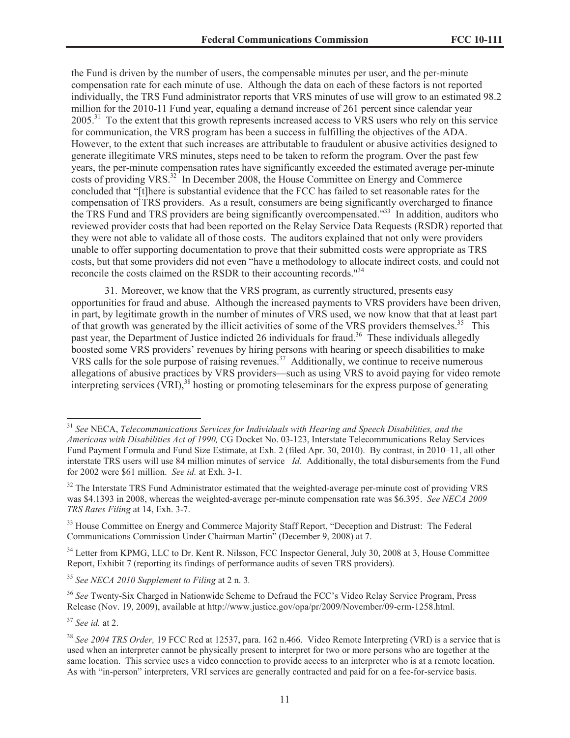the Fund is driven by the number of users, the compensable minutes per user, and the per-minute compensation rate for each minute of use. Although the data on each of these factors is not reported individually, the TRS Fund administrator reports that VRS minutes of use will grow to an estimated 98.2 million for the 2010-11 Fund year, equaling a demand increase of 261 percent since calendar year 2005.[31] To the extent that this growth represents increased access to VRS users who rely on this service for communication, the VRS program has been a success in fulfilling the objectives of the ADA. However, to the extent that such increases are attributable to fraudulent or abusive activities designed to generate illegitimate VRS minutes, steps need to be taken to reform the program. Over the past few years, the per-minute compensation rates have significantly exceeded the estimated average per-minute costs of providing VRS.[32] In December 2008, the House Committee on Energy and Commerce concluded that "[t]here is substantial evidence that the FCC has failed to set reasonable rates for the compensation of TRS providers. As a result, consumers are being significantly overcharged to finance the TRS Fund and TRS providers are being significantly overcompensated."[33] In addition, auditors who reviewed provider costs that had been reported on the Relay Service Data Requests (RSDR) reported that they were not able to validate all of those costs. The auditors explained that not only were providers unable to offer supporting documentation to prove that their submitted costs were appropriate as TRS costs, but that some providers did not even "have a methodology to allocate indirect costs, and could not reconcile the costs claimed on the RSDR to their accounting records."[34]

31. Moreover, we know that the VRS program, as currently structured, presents easy opportunities for fraud and abuse. Although the increased payments to VRS providers have been driven, in part, by legitimate growth in the number of minutes of VRS used, we now know that that at least part of that growth was generated by the illicit activities of some of the VRS providers themselves.[35] This past year, the Department of Justice indicted 26 individuals for fraud.[36] These individuals allegedly boosted some VRS providers' revenues by hiring persons with hearing or speech disabilities to make VRS calls for the sole purpose of raising revenues.[37] Additionally, we continue to receive numerous allegations of abusive practices by VRS providers—such as using VRS to avoid paying for video remote interpreting services (VRI),[38] hosting or promoting teleseminars for the express purpose of generating

---

[31] *See* NECA, *Telecommunications Services for Individuals with Hearing and Speech Disabilities, and the Americans with Disabilities Act of 1990,* CG Docket No. 03-123, Interstate Telecommunications Relay Services Fund Payment Formula and Fund Size Estimate, at Exh. 2 (filed Apr. 30, 2010). By contrast, in 2010–11, all other interstate TRS users will use 84 million minutes of service *Id.* Additionally, the total disbursements from the Fund for 2002 were $61 million. *See id.* at Exh. 3-1.

[32] The Interstate TRS Fund Administrator estimated that the weighted-average per-minute cost of providing VRS was $4.1393 in 2008, whereas the weighted-average per-minute compensation rate was $6.395. *See NECA 2009 TRS Rates Filing* at 14, Exh. 3-7.

[33] House Committee on Energy and Commerce Majority Staff Report, "Deception and Distrust: The Federal Communications Commission Under Chairman Martin" (December 9, 2008) at 7.

[34] Letter from KPMG, LLC to Dr. Kent R. Nilsson, FCC Inspector General, July 30, 2008 at 3, House Committee Report, Exhibit 7 (reporting its findings of performance audits of seven TRS providers).

[35] *See NECA 2010 Supplement to Filing* at 2 n. 3.

[36] *See* Twenty-Six Charged in Nationwide Scheme to Defraud the FCC's Video Relay Service Program, Press Release (Nov. 19, 2009), available at http://www.justice.gov/opa/pr/2009/November/09-crm-1258.html.

[37] *See id.* at 2.

[38] *See 2004 TRS Order,* 19 FCC Rcd at 12537, para. 162 n.466. Video Remote Interpreting (VRI) is a service that is used when an interpreter cannot be physically present to interpret for two or more persons who are together at the same location. This service uses a video connection to provide access to an interpreter who is at a remote location. As with "in-person" interpreters, VRI services are generally contracted and paid for on a fee-for-service basis.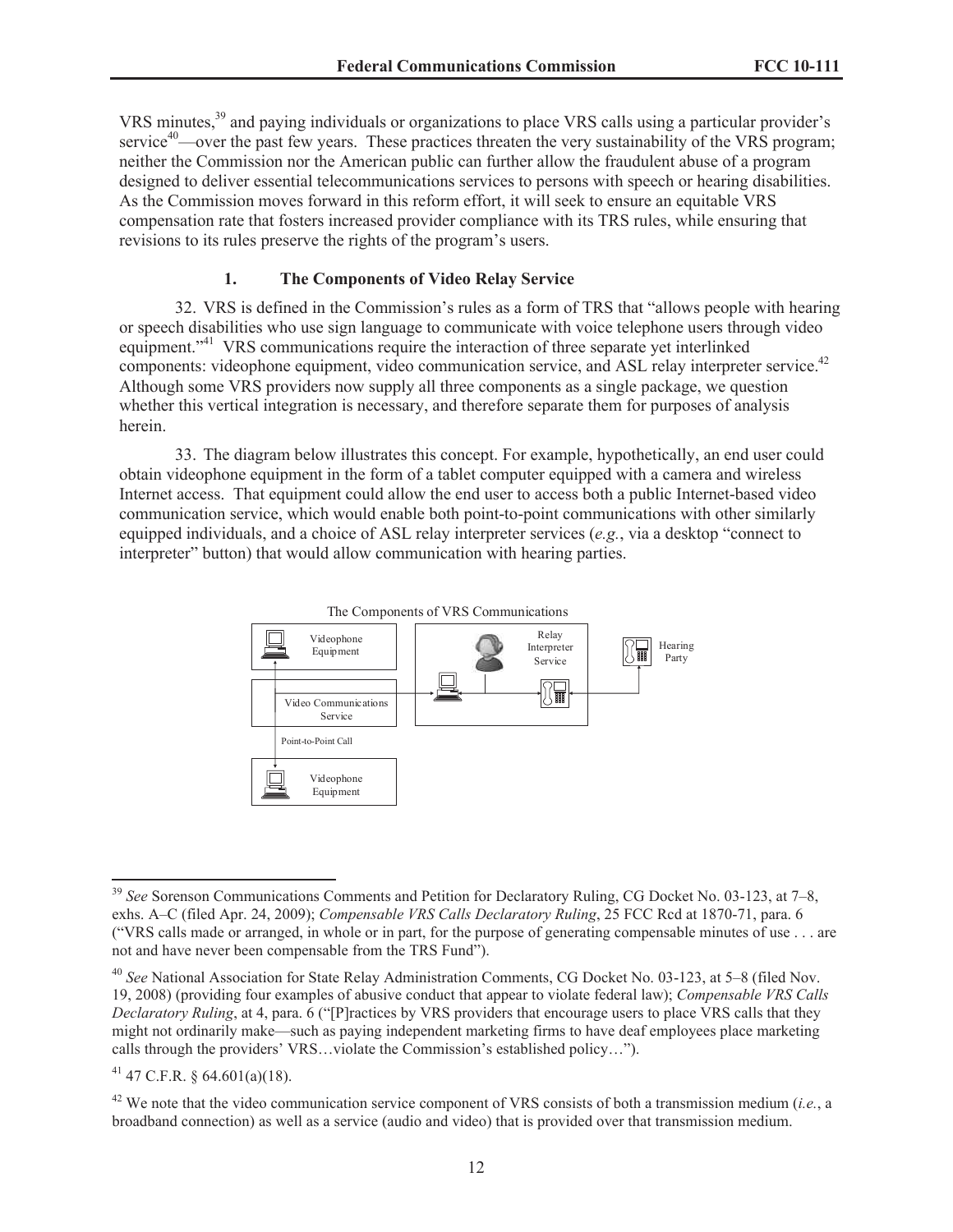VRS minutes,[39] and paying individuals or organizations to place VRS calls using a particular provider's service[40]—over the past few years. These practices threaten the very sustainability of the VRS program; neither the Commission nor the American public can further allow the fraudulent abuse of a program designed to deliver essential telecommunications services to persons with speech or hearing disabilities. As the Commission moves forward in this reform effort, it will seek to ensure an equitable VRS compensation rate that fosters increased provider compliance with its TRS rules, while ensuring that revisions to its rules preserve the rights of the program's users.

### 1. The Components of Video Relay Service

32. VRS is defined in the Commission's rules as a form of TRS that "allows people with hearing or speech disabilities who use sign language to communicate with voice telephone users through video equipment."[41] VRS communications require the interaction of three separate yet interlinked components: videophone equipment, video communication service, and ASL relay interpreter service.[42] Although some VRS providers now supply all three components as a single package, we question whether this vertical integration is necessary, and therefore separate them for purposes of analysis herein.

33. The diagram below illustrates this concept. For example, hypothetically, an end user could obtain videophone equipment in the form of a tablet computer equipped with a camera and wireless Internet access. That equipment could allow the end user to access both a public Internet-based video communication service, which would enable both point-to-point communications with other similarly equipped individuals, and a choice of ASL relay interpreter services (*e.g.*, via a desktop "connect to interpreter" button) that would allow communication with hearing parties.

The Components of VRS Communications

Videophone Equipment | Video Communications Service | Point-to-Point Call | Videophone Equipment | Relay Interpreter Service | Hearing Party

---

[39] *See* Sorenson Communications Comments and Petition for Declaratory Ruling, CG Docket No. 03-123, at 7–8, exhs. A–C (filed Apr. 24, 2009); *Compensable VRS Calls Declaratory Ruling*, 25 FCC Rcd at 1870-71, para. 6 ("VRS calls made or arranged, in whole or in part, for the purpose of generating compensable minutes of use . . . are not and have never been compensable from the TRS Fund").

[40] *See* National Association for State Relay Administration Comments, CG Docket No. 03-123, at 5–8 (filed Nov. 19, 2008) (providing four examples of abusive conduct that appear to violate federal law); *Compensable VRS Calls Declaratory Ruling*, at 4, para. 6 ("[P]ractices by VRS providers that encourage users to place VRS calls that they might not ordinarily make—such as paying independent marketing firms to have deaf employees place marketing calls through the providers' VRS…violate the Commission's established policy…").

[41] 47 C.F.R. § 64.601(a)(18).

[42] We note that the video communication service component of VRS consists of both a transmission medium (*i.e.*, a broadband connection) as well as a service (audio and video) that is provided over that transmission medium.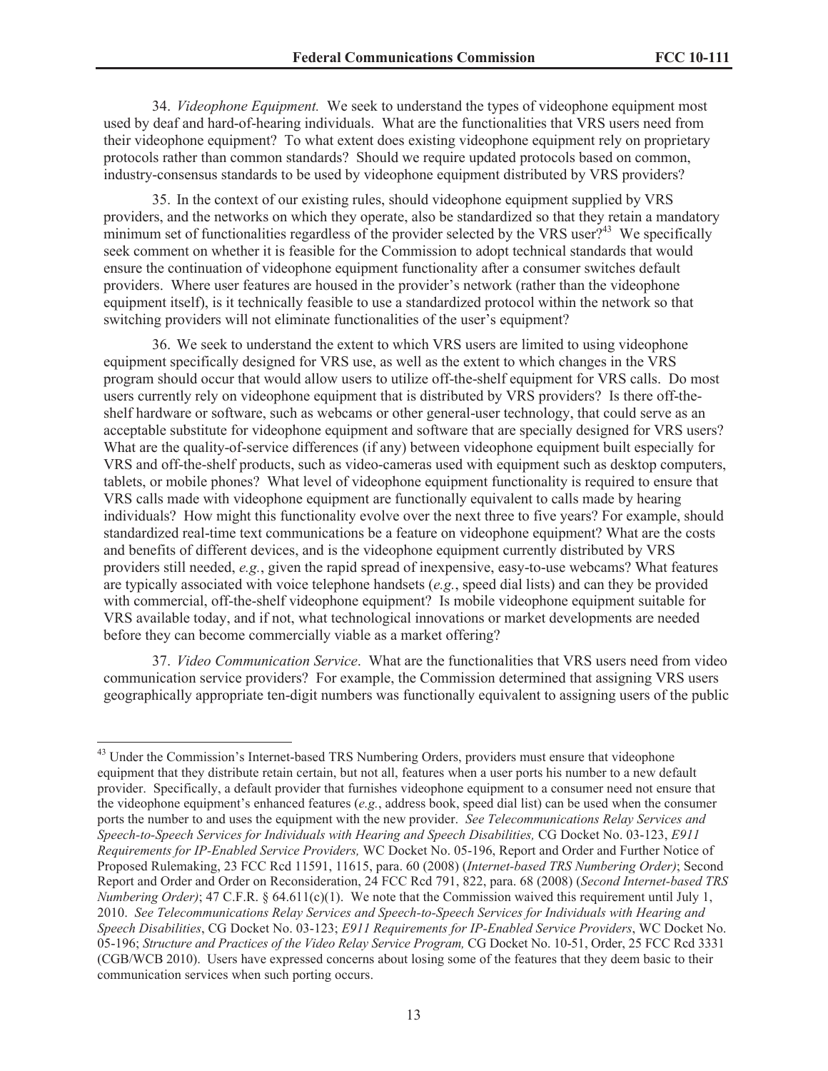34. *Videophone Equipment.* We seek to understand the types of videophone equipment most used by deaf and hard-of-hearing individuals. What are the functionalities that VRS users need from their videophone equipment? To what extent does existing videophone equipment rely on proprietary protocols rather than common standards? Should we require updated protocols based on common, industry-consensus standards to be used by videophone equipment distributed by VRS providers?

35. In the context of our existing rules, should videophone equipment supplied by VRS providers, and the networks on which they operate, also be standardized so that they retain a mandatory minimum set of functionalities regardless of the provider selected by the VRS user?[43] We specifically seek comment on whether it is feasible for the Commission to adopt technical standards that would ensure the continuation of videophone equipment functionality after a consumer switches default providers. Where user features are housed in the provider's network (rather than the videophone equipment itself), is it technically feasible to use a standardized protocol within the network so that switching providers will not eliminate functionalities of the user's equipment?

36. We seek to understand the extent to which VRS users are limited to using videophone equipment specifically designed for VRS use, as well as the extent to which changes in the VRS program should occur that would allow users to utilize off-the-shelf equipment for VRS calls. Do most users currently rely on videophone equipment that is distributed by VRS providers? Is there off-the-shelf hardware or software, such as webcams or other general-user technology, that could serve as an acceptable substitute for videophone equipment and software that are specially designed for VRS users? What are the quality-of-service differences (if any) between videophone equipment built especially for VRS and off-the-shelf products, such as video-cameras used with equipment such as desktop computers, tablets, or mobile phones? What level of videophone equipment functionality is required to ensure that VRS calls made with videophone equipment are functionally equivalent to calls made by hearing individuals? How might this functionality evolve over the next three to five years? For example, should standardized real-time text communications be a feature on videophone equipment? What are the costs and benefits of different devices, and is the videophone equipment currently distributed by VRS providers still needed, *e.g.*, given the rapid spread of inexpensive, easy-to-use webcams? What features are typically associated with voice telephone handsets (*e.g.*, speed dial lists) and can they be provided with commercial, off-the-shelf videophone equipment? Is mobile videophone equipment suitable for VRS available today, and if not, what technological innovations or market developments are needed before they can become commercially viable as a market offering?

37. *Video Communication Service*. What are the functionalities that VRS users need from video communication service providers? For example, the Commission determined that assigning VRS users geographically appropriate ten-digit numbers was functionally equivalent to assigning users of the public

---

[43] Under the Commission's Internet-based TRS Numbering Orders, providers must ensure that videophone equipment that they distribute retain certain, but not all, features when a user ports his number to a new default provider. Specifically, a default provider that furnishes videophone equipment to a consumer need not ensure that the videophone equipment's enhanced features (*e.g.*, address book, speed dial list) can be used when the consumer ports the number to and uses the equipment with the new provider. *See Telecommunications Relay Services and Speech-to-Speech Services for Individuals with Hearing and Speech Disabilities,* CG Docket No. 03-123, *E911 Requirements for IP-Enabled Service Providers,* WC Docket No. 05-196, Report and Order and Further Notice of Proposed Rulemaking, 23 FCC Rcd 11591, 11615, para. 60 (2008) (*Internet-based TRS Numbering Order)*; Second Report and Order and Order on Reconsideration, 24 FCC Rcd 791, 822, para. 68 (2008) (*Second Internet-based TRS Numbering Order)*; 47 C.F.R. § 64.611(c)(1). We note that the Commission waived this requirement until July 1, 2010. *See Telecommunications Relay Services and Speech-to-Speech Services for Individuals with Hearing and Speech Disabilities*, CG Docket No. 03-123; *E911 Requirements for IP-Enabled Service Providers*, WC Docket No. 05-196; *Structure and Practices of the Video Relay Service Program,* CG Docket No. 10-51, Order, 25 FCC Rcd 3331 (CGB/WCB 2010). Users have expressed concerns about losing some of the features that they deem basic to their communication services when such porting occurs.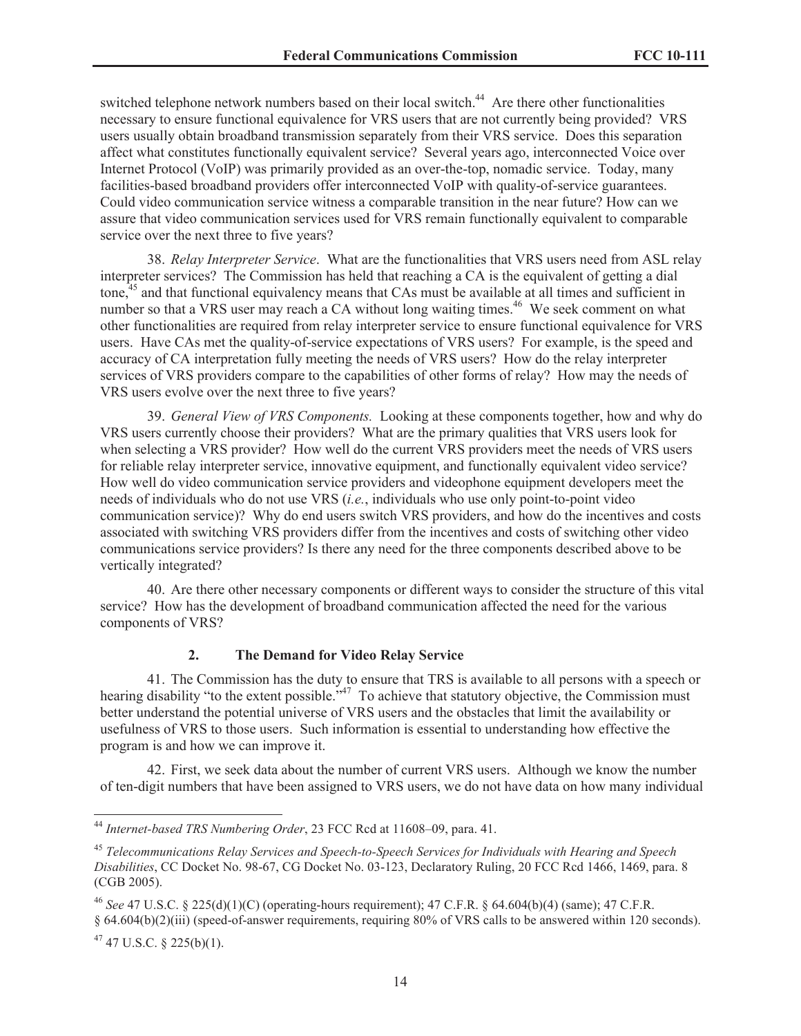switched telephone network numbers based on their local switch.[44] Are there other functionalities necessary to ensure functional equivalence for VRS users that are not currently being provided? VRS users usually obtain broadband transmission separately from their VRS service. Does this separation affect what constitutes functionally equivalent service? Several years ago, interconnected Voice over Internet Protocol (VoIP) was primarily provided as an over-the-top, nomadic service. Today, many facilities-based broadband providers offer interconnected VoIP with quality-of-service guarantees. Could video communication service witness a comparable transition in the near future? How can we assure that video communication services used for VRS remain functionally equivalent to comparable service over the next three to five years?

38. *Relay Interpreter Service*. What are the functionalities that VRS users need from ASL relay interpreter services? The Commission has held that reaching a CA is the equivalent of getting a dial tone,[45] and that functional equivalency means that CAs must be available at all times and sufficient in number so that a VRS user may reach a CA without long waiting times.[46] We seek comment on what other functionalities are required from relay interpreter service to ensure functional equivalence for VRS users. Have CAs met the quality-of-service expectations of VRS users? For example, is the speed and accuracy of CA interpretation fully meeting the needs of VRS users? How do the relay interpreter services of VRS providers compare to the capabilities of other forms of relay? How may the needs of VRS users evolve over the next three to five years?

39. *General View of VRS Components.* Looking at these components together, how and why do VRS users currently choose their providers? What are the primary qualities that VRS users look for when selecting a VRS provider? How well do the current VRS providers meet the needs of VRS users for reliable relay interpreter service, innovative equipment, and functionally equivalent video service? How well do video communication service providers and videophone equipment developers meet the needs of individuals who do not use VRS (*i.e.*, individuals who use only point-to-point video communication service)? Why do end users switch VRS providers, and how do the incentives and costs associated with switching VRS providers differ from the incentives and costs of switching other video communications service providers? Is there any need for the three components described above to be vertically integrated?

40. Are there other necessary components or different ways to consider the structure of this vital service? How has the development of broadband communication affected the need for the various components of VRS?

### 2. The Demand for Video Relay Service

41. The Commission has the duty to ensure that TRS is available to all persons with a speech or hearing disability "to the extent possible."[47] To achieve that statutory objective, the Commission must better understand the potential universe of VRS users and the obstacles that limit the availability or usefulness of VRS to those users. Such information is essential to understanding how effective the program is and how we can improve it.

42. First, we seek data about the number of current VRS users. Although we know the number of ten-digit numbers that have been assigned to VRS users, we do not have data on how many individual

---

[44] *Internet-based TRS Numbering Order*, 23 FCC Rcd at 11608–09, para. 41.

[45] *Telecommunications Relay Services and Speech-to-Speech Services for Individuals with Hearing and Speech Disabilities*, CC Docket No. 98-67, CG Docket No. 03-123, Declaratory Ruling, 20 FCC Rcd 1466, 1469, para. 8 (CGB 2005).

[46] *See* 47 U.S.C. § 225(d)(1)(C) (operating-hours requirement); 47 C.F.R. § 64.604(b)(4) (same); 47 C.F.R. § 64.604(b)(2)(iii) (speed-of-answer requirements, requiring 80% of VRS calls to be answered within 120 seconds).

[47] 47 U.S.C. § 225(b)(1).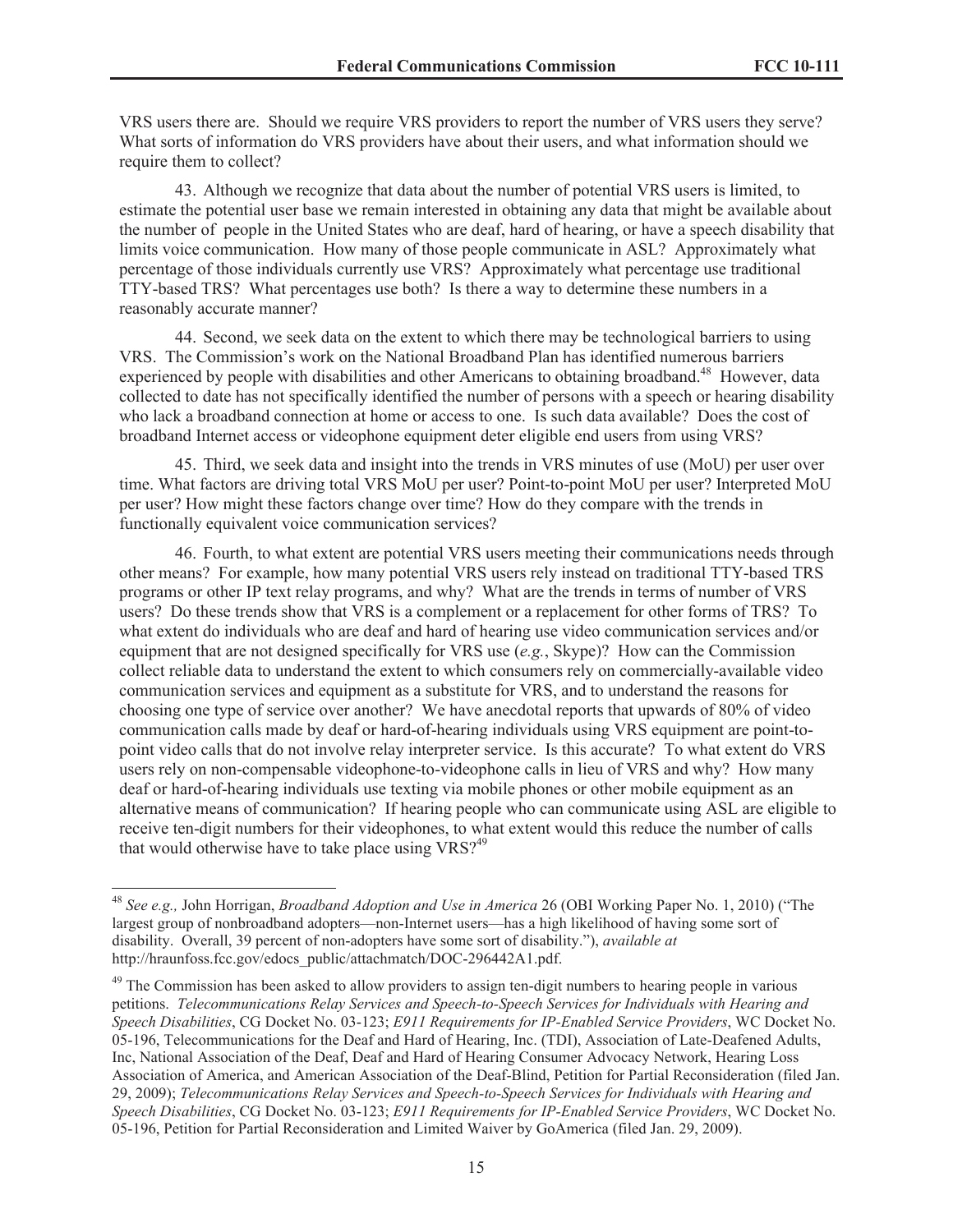VRS users there are. Should we require VRS providers to report the number of VRS users they serve? What sorts of information do VRS providers have about their users, and what information should we require them to collect?

43. Although we recognize that data about the number of potential VRS users is limited, to estimate the potential user base we remain interested in obtaining any data that might be available about the number of people in the United States who are deaf, hard of hearing, or have a speech disability that limits voice communication. How many of those people communicate in ASL? Approximately what percentage of those individuals currently use VRS? Approximately what percentage use traditional TTY-based TRS? What percentages use both? Is there a way to determine these numbers in a reasonably accurate manner?

44. Second, we seek data on the extent to which there may be technological barriers to using VRS. The Commission's work on the National Broadband Plan has identified numerous barriers experienced by people with disabilities and other Americans to obtaining broadband.[48] However, data collected to date has not specifically identified the number of persons with a speech or hearing disability who lack a broadband connection at home or access to one. Is such data available? Does the cost of broadband Internet access or videophone equipment deter eligible end users from using VRS?

45. Third, we seek data and insight into the trends in VRS minutes of use (MoU) per user over time. What factors are driving total VRS MoU per user? Point-to-point MoU per user? Interpreted MoU per user? How might these factors change over time? How do they compare with the trends in functionally equivalent voice communication services?

46. Fourth, to what extent are potential VRS users meeting their communications needs through other means? For example, how many potential VRS users rely instead on traditional TTY-based TRS programs or other IP text relay programs, and why? What are the trends in terms of number of VRS users? Do these trends show that VRS is a complement or a replacement for other forms of TRS? To what extent do individuals who are deaf and hard of hearing use video communication services and/or equipment that are not designed specifically for VRS use (*e.g.*, Skype)? How can the Commission collect reliable data to understand the extent to which consumers rely on commercially-available video communication services and equipment as a substitute for VRS, and to understand the reasons for choosing one type of service over another? We have anecdotal reports that upwards of 80% of video communication calls made by deaf or hard-of-hearing individuals using VRS equipment are point-to-point video calls that do not involve relay interpreter service. Is this accurate? To what extent do VRS users rely on non-compensable videophone-to-videophone calls in lieu of VRS and why? How many deaf or hard-of-hearing individuals use texting via mobile phones or other mobile equipment as an alternative means of communication? If hearing people who can communicate using ASL are eligible to receive ten-digit numbers for their videophones, to what extent would this reduce the number of calls that would otherwise have to take place using VRS?[49]

---

[48] *See e.g.,* John Horrigan, *Broadband Adoption and Use in America* 26 (OBI Working Paper No. 1, 2010) ("The largest group of nonbroadband adopters—non-Internet users—has a high likelihood of having some sort of disability. Overall, 39 percent of non-adopters have some sort of disability."), *available at* http://hraunfoss.fcc.gov/edocs_public/attachmatch/DOC-296442A1.pdf.

[49] The Commission has been asked to allow providers to assign ten-digit numbers to hearing people in various petitions. *Telecommunications Relay Services and Speech-to-Speech Services for Individuals with Hearing and Speech Disabilities*, CG Docket No. 03-123; *E911 Requirements for IP-Enabled Service Providers*, WC Docket No. 05-196, Telecommunications for the Deaf and Hard of Hearing, Inc. (TDI), Association of Late-Deafened Adults, Inc, National Association of the Deaf, Deaf and Hard of Hearing Consumer Advocacy Network, Hearing Loss Association of America, and American Association of the Deaf-Blind, Petition for Partial Reconsideration (filed Jan. 29, 2009); *Telecommunications Relay Services and Speech-to-Speech Services for Individuals with Hearing and Speech Disabilities*, CG Docket No. 03-123; *E911 Requirements for IP-Enabled Service Providers*, WC Docket No. 05-196, Petition for Partial Reconsideration and Limited Waiver by GoAmerica (filed Jan. 29, 2009).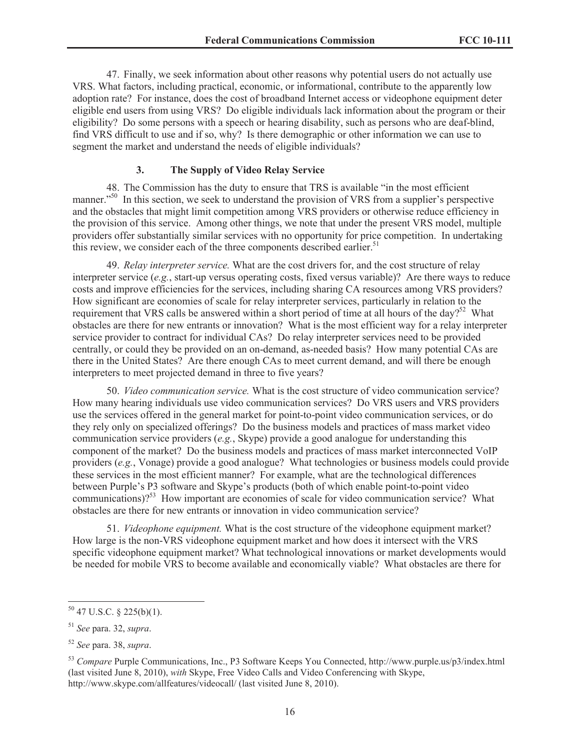47. Finally, we seek information about other reasons why potential users do not actually use VRS. What factors, including practical, economic, or informational, contribute to the apparently low adoption rate? For instance, does the cost of broadband Internet access or videophone equipment deter eligible end users from using VRS? Do eligible individuals lack information about the program or their eligibility? Do some persons with a speech or hearing disability, such as persons who are deaf-blind, find VRS difficult to use and if so, why? Is there demographic or other information we can use to segment the market and understand the needs of eligible individuals?

### 3. The Supply of Video Relay Service

48. The Commission has the duty to ensure that TRS is available "in the most efficient manner."[50] In this section, we seek to understand the provision of VRS from a supplier's perspective and the obstacles that might limit competition among VRS providers or otherwise reduce efficiency in the provision of this service. Among other things, we note that under the present VRS model, multiple providers offer substantially similar services with no opportunity for price competition. In undertaking this review, we consider each of the three components described earlier.[51]

49. *Relay interpreter service.* What are the cost drivers for, and the cost structure of relay interpreter service (*e.g.*, start-up versus operating costs, fixed versus variable)? Are there ways to reduce costs and improve efficiencies for the services, including sharing CA resources among VRS providers? How significant are economies of scale for relay interpreter services, particularly in relation to the requirement that VRS calls be answered within a short period of time at all hours of the day?[52] What obstacles are there for new entrants or innovation? What is the most efficient way for a relay interpreter service provider to contract for individual CAs? Do relay interpreter services need to be provided centrally, or could they be provided on an on-demand, as-needed basis? How many potential CAs are there in the United States? Are there enough CAs to meet current demand, and will there be enough interpreters to meet projected demand in three to five years?

50. *Video communication service.* What is the cost structure of video communication service? How many hearing individuals use video communication services? Do VRS users and VRS providers use the services offered in the general market for point-to-point video communication services, or do they rely only on specialized offerings? Do the business models and practices of mass market video communication service providers (*e.g.*, Skype) provide a good analogue for understanding this component of the market? Do the business models and practices of mass market interconnected VoIP providers (*e.g.*, Vonage) provide a good analogue? What technologies or business models could provide these services in the most efficient manner? For example, what are the technological differences between Purple's P3 software and Skype's products (both of which enable point-to-point video communications)?[53] How important are economies of scale for video communication service? What obstacles are there for new entrants or innovation in video communication service?

51. *Videophone equipment.* What is the cost structure of the videophone equipment market? How large is the non-VRS videophone equipment market and how does it intersect with the VRS specific videophone equipment market? What technological innovations or market developments would be needed for mobile VRS to become available and economically viable? What obstacles are there for

---

[50] 47 U.S.C. § 225(b)(1).

[51] *See* para. 32, *supra*.

[52] *See* para. 38, *supra*.

[53] *Compare* Purple Communications, Inc., P3 Software Keeps You Connected, http://www.purple.us/p3/index.html (last visited June 8, 2010), *with* Skype, Free Video Calls and Video Conferencing with Skype, http://www.skype.com/allfeatures/videocall/ (last visited June 8, 2010).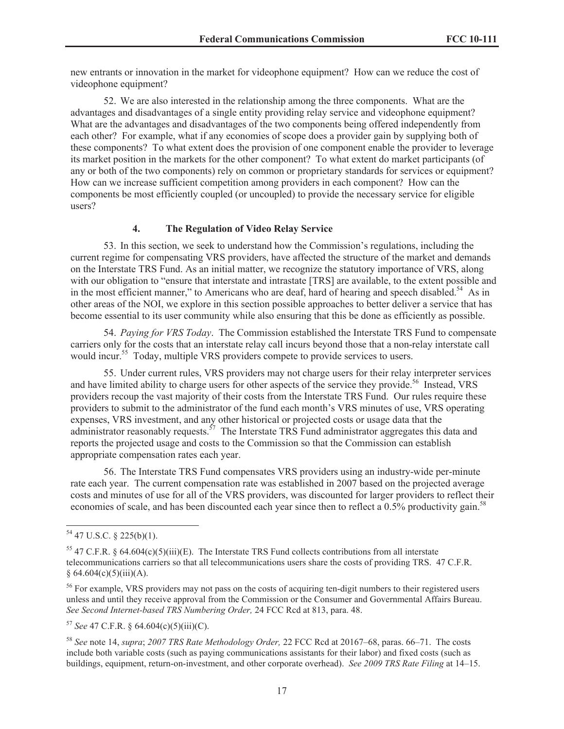new entrants or innovation in the market for videophone equipment? How can we reduce the cost of videophone equipment?

52. We are also interested in the relationship among the three components. What are the advantages and disadvantages of a single entity providing relay service and videophone equipment? What are the advantages and disadvantages of the two components being offered independently from each other? For example, what if any economies of scope does a provider gain by supplying both of these components? To what extent does the provision of one component enable the provider to leverage its market position in the markets for the other component? To what extent do market participants (of any or both of the two components) rely on common or proprietary standards for services or equipment? How can we increase sufficient competition among providers in each component? How can the components be most efficiently coupled (or uncoupled) to provide the necessary service for eligible users?

### 4. The Regulation of Video Relay Service

53. In this section, we seek to understand how the Commission's regulations, including the current regime for compensating VRS providers, have affected the structure of the market and demands on the Interstate TRS Fund. As an initial matter, we recognize the statutory importance of VRS, along with our obligation to "ensure that interstate and intrastate [TRS] are available, to the extent possible and in the most efficient manner," to Americans who are deaf, hard of hearing and speech disabled.[54] As in other areas of the NOI, we explore in this section possible approaches to better deliver a service that has become essential to its user community while also ensuring that this be done as efficiently as possible.

54. *Paying for VRS Today*. The Commission established the Interstate TRS Fund to compensate carriers only for the costs that an interstate relay call incurs beyond those that a non-relay interstate call would incur.[55] Today, multiple VRS providers compete to provide services to users.

55. Under current rules, VRS providers may not charge users for their relay interpreter services and have limited ability to charge users for other aspects of the service they provide.[56] Instead, VRS providers recoup the vast majority of their costs from the Interstate TRS Fund. Our rules require these providers to submit to the administrator of the fund each month's VRS minutes of use, VRS operating expenses, VRS investment, and any other historical or projected costs or usage data that the administrator reasonably requests.[57] The Interstate TRS Fund administrator aggregates this data and reports the projected usage and costs to the Commission so that the Commission can establish appropriate compensation rates each year.

56. The Interstate TRS Fund compensates VRS providers using an industry-wide per-minute rate each year. The current compensation rate was established in 2007 based on the projected average costs and minutes of use for all of the VRS providers, was discounted for larger providers to reflect their economies of scale, and has been discounted each year since then to reflect a 0.5% productivity gain.[58]

---

[54] 47 U.S.C. § 225(b)(1).

[55] 47 C.F.R. § 64.604(c)(5)(iii)(E). The Interstate TRS Fund collects contributions from all interstate telecommunications carriers so that all telecommunications users share the costs of providing TRS. 47 C.F.R. § 64.604(c)(5)(iii)(A).

[56] For example, VRS providers may not pass on the costs of acquiring ten-digit numbers to their registered users unless and until they receive approval from the Commission or the Consumer and Governmental Affairs Bureau. *See Second Internet-based TRS Numbering Order,* 24 FCC Rcd at 813, para. 48.

[57] *See* 47 C.F.R. § 64.604(c)(5)(iii)(C).

[58] *See* note 14, *supra*; *2007 TRS Rate Methodology Order,* 22 FCC Rcd at 20167–68, paras. 66–71. The costs include both variable costs (such as paying communications assistants for their labor) and fixed costs (such as buildings, equipment, return-on-investment, and other corporate overhead). *See 2009 TRS Rate Filing* at 14–15.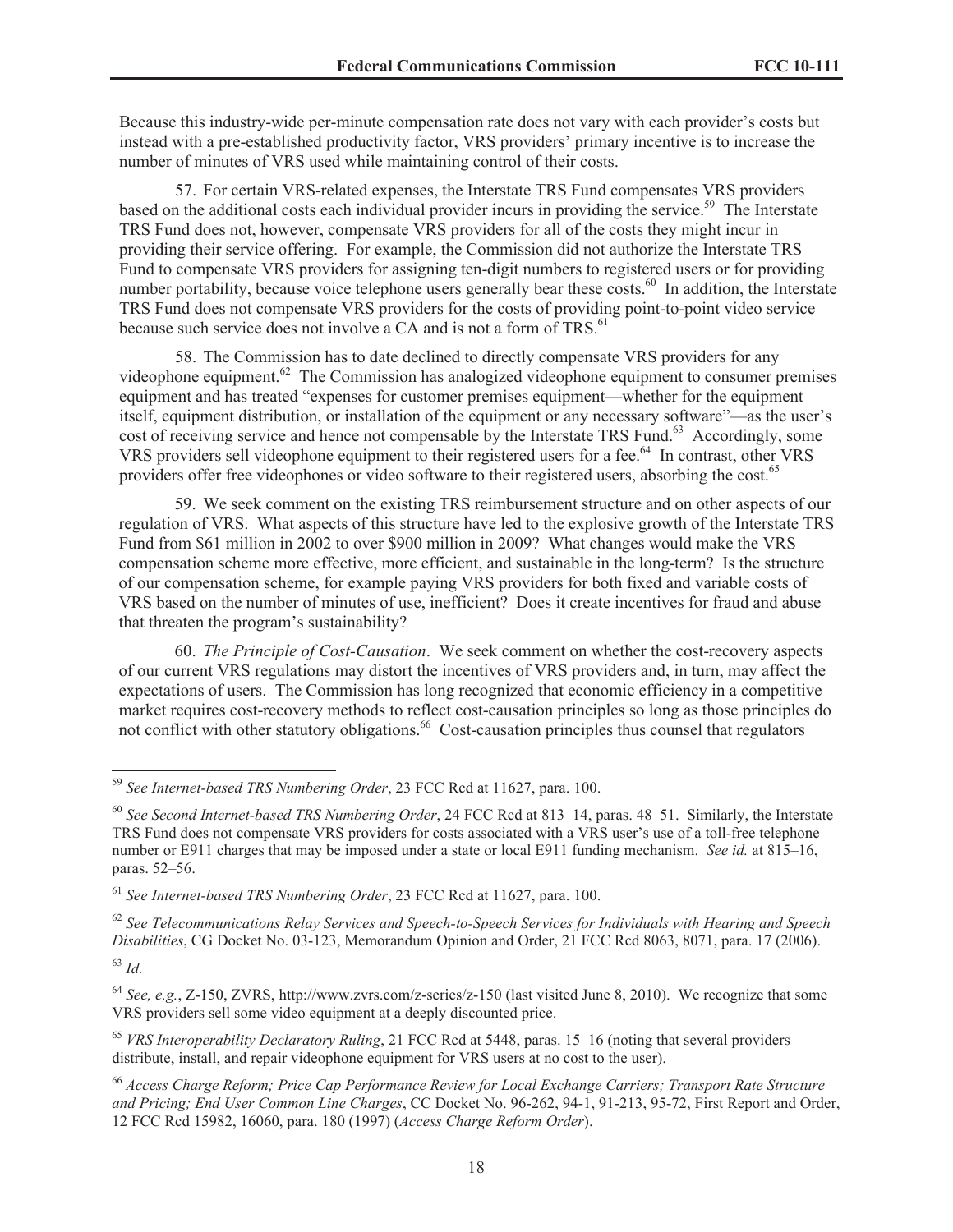Because this industry-wide per-minute compensation rate does not vary with each provider's costs but instead with a pre-established productivity factor, VRS providers' primary incentive is to increase the number of minutes of VRS used while maintaining control of their costs.

57. For certain VRS-related expenses, the Interstate TRS Fund compensates VRS providers based on the additional costs each individual provider incurs in providing the service.[59] The Interstate TRS Fund does not, however, compensate VRS providers for all of the costs they might incur in providing their service offering. For example, the Commission did not authorize the Interstate TRS Fund to compensate VRS providers for assigning ten-digit numbers to registered users or for providing number portability, because voice telephone users generally bear these costs.[60] In addition, the Interstate TRS Fund does not compensate VRS providers for the costs of providing point-to-point video service because such service does not involve a CA and is not a form of TRS.[61]

58. The Commission has to date declined to directly compensate VRS providers for any videophone equipment.[62] The Commission has analogized videophone equipment to consumer premises equipment and has treated "expenses for customer premises equipment—whether for the equipment itself, equipment distribution, or installation of the equipment or any necessary software"—as the user's cost of receiving service and hence not compensable by the Interstate TRS Fund.[63] Accordingly, some VRS providers sell videophone equipment to their registered users for a fee.[64] In contrast, other VRS providers offer free videophones or video software to their registered users, absorbing the cost.[65]

59. We seek comment on the existing TRS reimbursement structure and on other aspects of our regulation of VRS. What aspects of this structure have led to the explosive growth of the Interstate TRS Fund from $61 million in 2002 to over $900 million in 2009? What changes would make the VRS compensation scheme more effective, more efficient, and sustainable in the long-term? Is the structure of our compensation scheme, for example paying VRS providers for both fixed and variable costs of VRS based on the number of minutes of use, inefficient? Does it create incentives for fraud and abuse that threaten the program's sustainability?

60. *The Principle of Cost-Causation*. We seek comment on whether the cost-recovery aspects of our current VRS regulations may distort the incentives of VRS providers and, in turn, may affect the expectations of users. The Commission has long recognized that economic efficiency in a competitive market requires cost-recovery methods to reflect cost-causation principles so long as those principles do not conflict with other statutory obligations.[66] Cost-causation principles thus counsel that regulators

---

[59] *See Internet-based TRS Numbering Order*, 23 FCC Rcd at 11627, para. 100.

[60] *See Second Internet-based TRS Numbering Order*, 24 FCC Rcd at 813–14, paras. 48–51. Similarly, the Interstate TRS Fund does not compensate VRS providers for costs associated with a VRS user's use of a toll-free telephone number or E911 charges that may be imposed under a state or local E911 funding mechanism. *See id.* at 815–16, paras. 52–56.

[61] *See Internet-based TRS Numbering Order*, 23 FCC Rcd at 11627, para. 100.

[62] *See Telecommunications Relay Services and Speech-to-Speech Services for Individuals with Hearing and Speech Disabilities*, CG Docket No. 03-123, Memorandum Opinion and Order, 21 FCC Rcd 8063, 8071, para. 17 (2006).

[63] *Id.*

[64] *See, e.g.*, Z-150, ZVRS, http://www.zvrs.com/z-series/z-150 (last visited June 8, 2010). We recognize that some VRS providers sell some video equipment at a deeply discounted price.

[65] *VRS Interoperability Declaratory Ruling*, 21 FCC Rcd at 5448, paras. 15–16 (noting that several providers distribute, install, and repair videophone equipment for VRS users at no cost to the user).

[66] *Access Charge Reform; Price Cap Performance Review for Local Exchange Carriers; Transport Rate Structure and Pricing; End User Common Line Charges*, CC Docket No. 96-262, 94-1, 91-213, 95-72, First Report and Order, 12 FCC Rcd 15982, 16060, para. 180 (1997) (*Access Charge Reform Order*).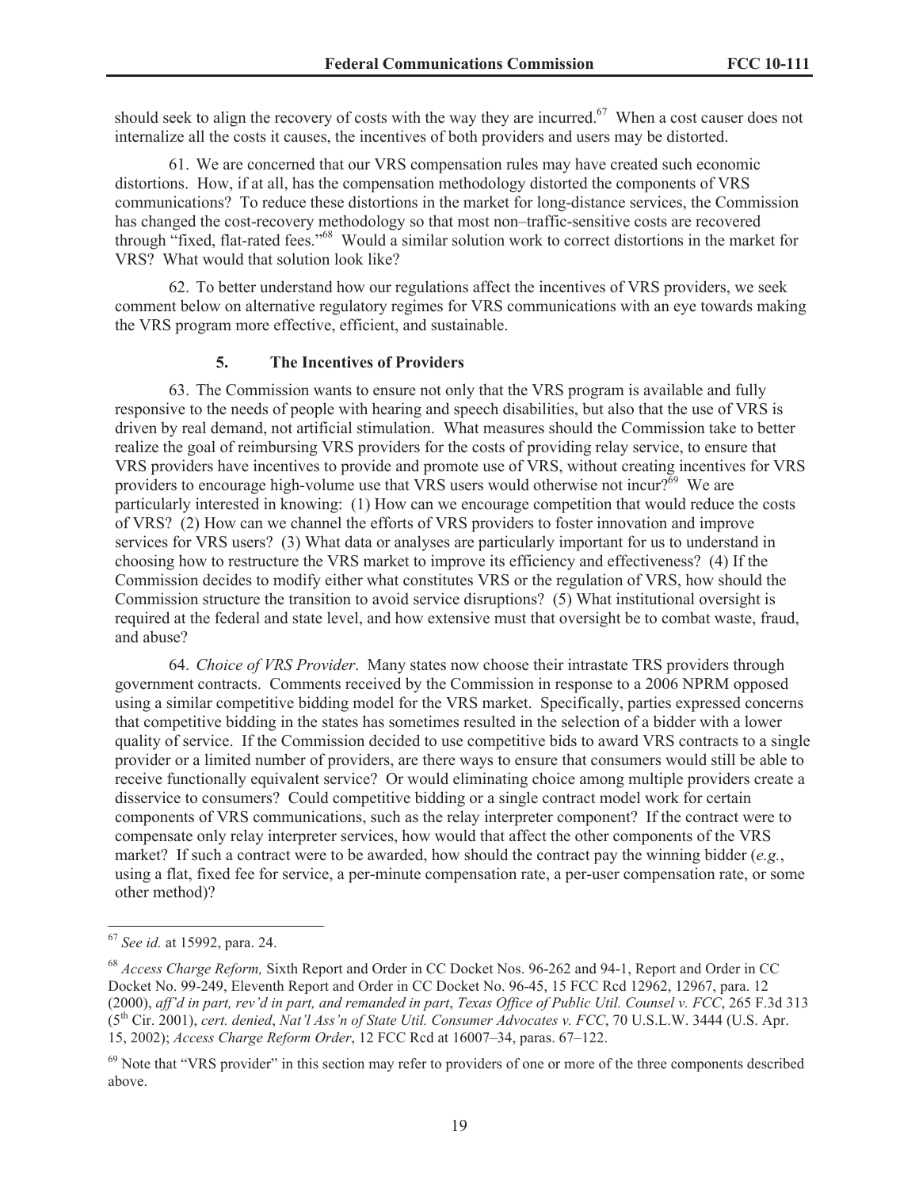should seek to align the recovery of costs with the way they are incurred.[67] When a cost causer does not internalize all the costs it causes, the incentives of both providers and users may be distorted.

61. We are concerned that our VRS compensation rules may have created such economic distortions. How, if at all, has the compensation methodology distorted the components of VRS communications? To reduce these distortions in the market for long-distance services, the Commission has changed the cost-recovery methodology so that most non–traffic-sensitive costs are recovered through "fixed, flat-rated fees."[68] Would a similar solution work to correct distortions in the market for VRS? What would that solution look like?

62. To better understand how our regulations affect the incentives of VRS providers, we seek comment below on alternative regulatory regimes for VRS communications with an eye towards making the VRS program more effective, efficient, and sustainable.

### 5. The Incentives of Providers

63. The Commission wants to ensure not only that the VRS program is available and fully responsive to the needs of people with hearing and speech disabilities, but also that the use of VRS is driven by real demand, not artificial stimulation. What measures should the Commission take to better realize the goal of reimbursing VRS providers for the costs of providing relay service, to ensure that VRS providers have incentives to provide and promote use of VRS, without creating incentives for VRS providers to encourage high-volume use that VRS users would otherwise not incur?[69] We are particularly interested in knowing: (1) How can we encourage competition that would reduce the costs of VRS? (2) How can we channel the efforts of VRS providers to foster innovation and improve services for VRS users? (3) What data or analyses are particularly important for us to understand in choosing how to restructure the VRS market to improve its efficiency and effectiveness? (4) If the Commission decides to modify either what constitutes VRS or the regulation of VRS, how should the Commission structure the transition to avoid service disruptions? (5) What institutional oversight is required at the federal and state level, and how extensive must that oversight be to combat waste, fraud, and abuse?

64. *Choice of VRS Provider*. Many states now choose their intrastate TRS providers through government contracts. Comments received by the Commission in response to a 2006 NPRM opposed using a similar competitive bidding model for the VRS market. Specifically, parties expressed concerns that competitive bidding in the states has sometimes resulted in the selection of a bidder with a lower quality of service. If the Commission decided to use competitive bids to award VRS contracts to a single provider or a limited number of providers, are there ways to ensure that consumers would still be able to receive functionally equivalent service? Or would eliminating choice among multiple providers create a disservice to consumers? Could competitive bidding or a single contract model work for certain components of VRS communications, such as the relay interpreter component? If the contract were to compensate only relay interpreter services, how would that affect the other components of the VRS market? If such a contract were to be awarded, how should the contract pay the winning bidder (*e.g.*, using a flat, fixed fee for service, a per-minute compensation rate, a per-user compensation rate, or some other method)?

---

[67] *See id.* at 15992, para. 24.

[68] *Access Charge Reform,* Sixth Report and Order in CC Docket Nos. 96-262 and 94-1, Report and Order in CC Docket No. 99-249, Eleventh Report and Order in CC Docket No. 96-45, 15 FCC Rcd 12962, 12967, para. 12 (2000), *aff'd in part, rev'd in part, and remanded in part*, *Texas Office of Public Util. Counsel v. FCC*, 265 F.3d 313 (5th Cir. 2001), *cert. denied*, *Nat'l Ass'n of State Util. Consumer Advocates v. FCC*, 70 U.S.L.W. 3444 (U.S. Apr. 15, 2002); *Access Charge Reform Order*, 12 FCC Rcd at 16007–34, paras. 67–122.

[69] Note that "VRS provider" in this section may refer to providers of one or more of the three components described above.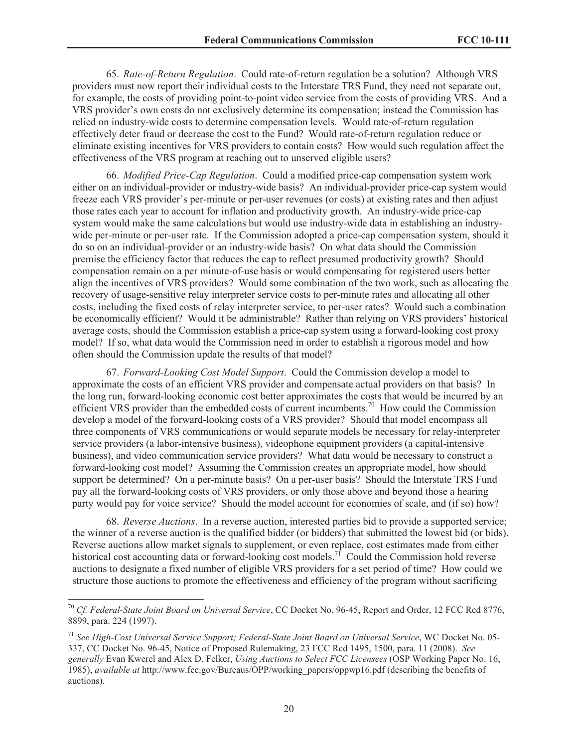65. *Rate-of-Return Regulation*. Could rate-of-return regulation be a solution? Although VRS providers must now report their individual costs to the Interstate TRS Fund, they need not separate out, for example, the costs of providing point-to-point video service from the costs of providing VRS. And a VRS provider's own costs do not exclusively determine its compensation; instead the Commission has relied on industry-wide costs to determine compensation levels. Would rate-of-return regulation effectively deter fraud or decrease the cost to the Fund? Would rate-of-return regulation reduce or eliminate existing incentives for VRS providers to contain costs? How would such regulation affect the effectiveness of the VRS program at reaching out to unserved eligible users?

66. *Modified Price-Cap Regulation*. Could a modified price-cap compensation system work either on an individual-provider or industry-wide basis? An individual-provider price-cap system would freeze each VRS provider's per-minute or per-user revenues (or costs) at existing rates and then adjust those rates each year to account for inflation and productivity growth. An industry-wide price-cap system would make the same calculations but would use industry-wide data in establishing an industry-wide per-minute or per-user rate. If the Commission adopted a price-cap compensation system, should it do so on an individual-provider or an industry-wide basis? On what data should the Commission premise the efficiency factor that reduces the cap to reflect presumed productivity growth? Should compensation remain on a per minute-of-use basis or would compensating for registered users better align the incentives of VRS providers? Would some combination of the two work, such as allocating the recovery of usage-sensitive relay interpreter service costs to per-minute rates and allocating all other costs, including the fixed costs of relay interpreter service, to per-user rates? Would such a combination be economically efficient? Would it be administrable? Rather than relying on VRS providers' historical average costs, should the Commission establish a price-cap system using a forward-looking cost proxy model? If so, what data would the Commission need in order to establish a rigorous model and how often should the Commission update the results of that model?

67. *Forward-Looking Cost Model Support*. Could the Commission develop a model to approximate the costs of an efficient VRS provider and compensate actual providers on that basis? In the long run, forward-looking economic cost better approximates the costs that would be incurred by an efficient VRS provider than the embedded costs of current incumbents.[70] How could the Commission develop a model of the forward-looking costs of a VRS provider? Should that model encompass all three components of VRS communications or would separate models be necessary for relay-interpreter service providers (a labor-intensive business), videophone equipment providers (a capital-intensive business), and video communication service providers? What data would be necessary to construct a forward-looking cost model? Assuming the Commission creates an appropriate model, how should support be determined? On a per-minute basis? On a per-user basis? Should the Interstate TRS Fund pay all the forward-looking costs of VRS providers, or only those above and beyond those a hearing party would pay for voice service? Should the model account for economies of scale, and (if so) how?

68. *Reverse Auctions*. In a reverse auction, interested parties bid to provide a supported service; the winner of a reverse auction is the qualified bidder (or bidders) that submitted the lowest bid (or bids). Reverse auctions allow market signals to supplement, or even replace, cost estimates made from either historical cost accounting data or forward-looking cost models.[71] Could the Commission hold reverse auctions to designate a fixed number of eligible VRS providers for a set period of time? How could we structure those auctions to promote the effectiveness and efficiency of the program without sacrificing

---

[70] *Cf. Federal-State Joint Board on Universal Service*, CC Docket No. 96-45, Report and Order, 12 FCC Rcd 8776, 8899, para. 224 (1997).

[71] *See High-Cost Universal Service Support; Federal-State Joint Board on Universal Service*, WC Docket No. 05-337, CC Docket No. 96-45, Notice of Proposed Rulemaking, 23 FCC Rcd 1495, 1500, para. 11 (2008). *See generally* Evan Kwerel and Alex D. Felker, *Using Auctions to Select FCC Licensees* (OSP Working Paper No. 16, 1985), *available at* http://www.fcc.gov/Bureaus/OPP/working_papers/oppwp16.pdf (describing the benefits of auctions).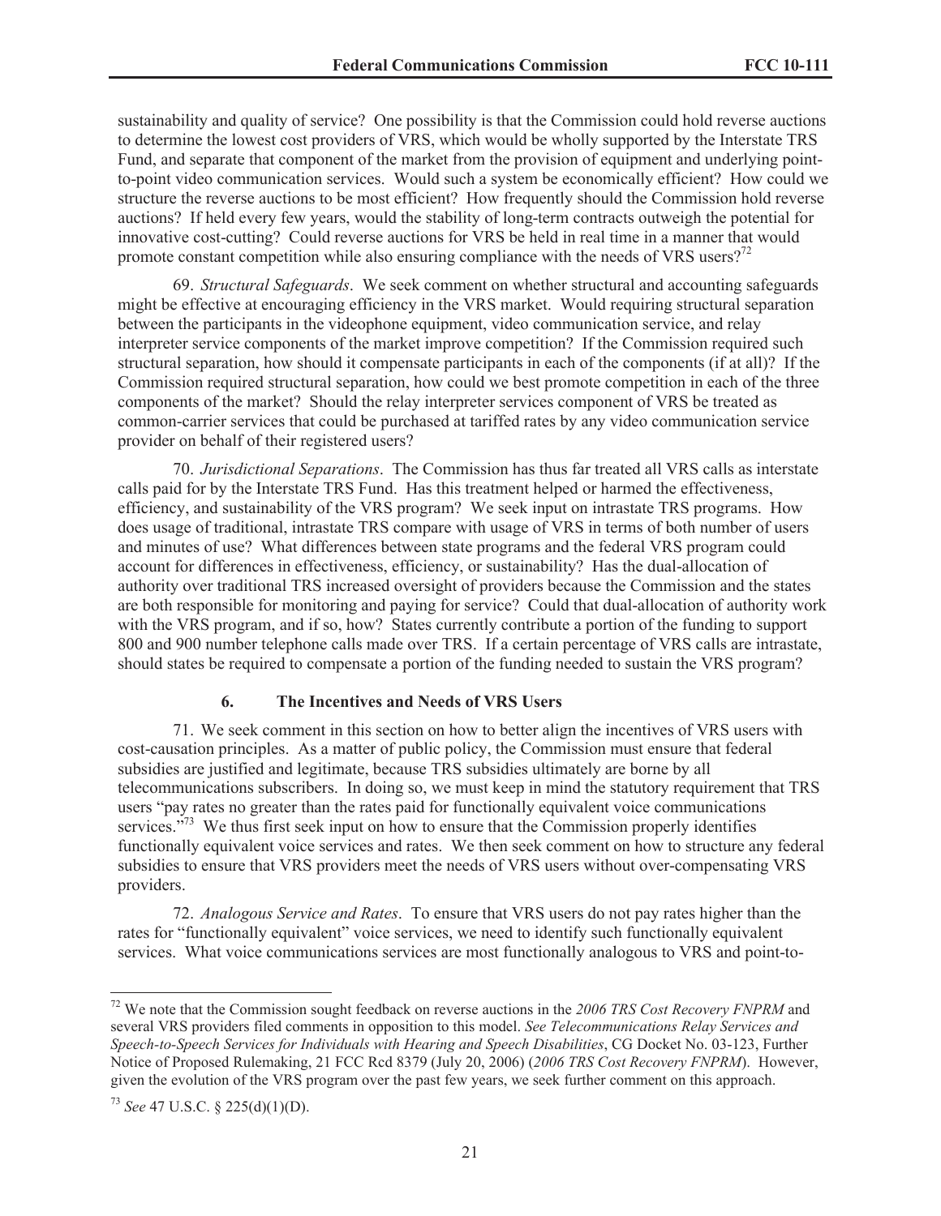sustainability and quality of service? One possibility is that the Commission could hold reverse auctions to determine the lowest cost providers of VRS, which would be wholly supported by the Interstate TRS Fund, and separate that component of the market from the provision of equipment and underlying point-to-point video communication services. Would such a system be economically efficient? How could we structure the reverse auctions to be most efficient? How frequently should the Commission hold reverse auctions? If held every few years, would the stability of long-term contracts outweigh the potential for innovative cost-cutting? Could reverse auctions for VRS be held in real time in a manner that would promote constant competition while also ensuring compliance with the needs of VRS users?[72]

69. *Structural Safeguards*. We seek comment on whether structural and accounting safeguards might be effective at encouraging efficiency in the VRS market. Would requiring structural separation between the participants in the videophone equipment, video communication service, and relay interpreter service components of the market improve competition? If the Commission required such structural separation, how should it compensate participants in each of the components (if at all)? If the Commission required structural separation, how could we best promote competition in each of the three components of the market? Should the relay interpreter services component of VRS be treated as common-carrier services that could be purchased at tariffed rates by any video communication service provider on behalf of their registered users?

70. *Jurisdictional Separations*. The Commission has thus far treated all VRS calls as interstate calls paid for by the Interstate TRS Fund. Has this treatment helped or harmed the effectiveness, efficiency, and sustainability of the VRS program? We seek input on intrastate TRS programs. How does usage of traditional, intrastate TRS compare with usage of VRS in terms of both number of users and minutes of use? What differences between state programs and the federal VRS program could account for differences in effectiveness, efficiency, or sustainability? Has the dual-allocation of authority over traditional TRS increased oversight of providers because the Commission and the states are both responsible for monitoring and paying for service? Could that dual-allocation of authority work with the VRS program, and if so, how? States currently contribute a portion of the funding to support 800 and 900 number telephone calls made over TRS. If a certain percentage of VRS calls are intrastate, should states be required to compensate a portion of the funding needed to sustain the VRS program?

### 6. The Incentives and Needs of VRS Users

71. We seek comment in this section on how to better align the incentives of VRS users with cost-causation principles. As a matter of public policy, the Commission must ensure that federal subsidies are justified and legitimate, because TRS subsidies ultimately are borne by all telecommunications subscribers. In doing so, we must keep in mind the statutory requirement that TRS users "pay rates no greater than the rates paid for functionally equivalent voice communications services."[73] We thus first seek input on how to ensure that the Commission properly identifies functionally equivalent voice services and rates. We then seek comment on how to structure any federal subsidies to ensure that VRS providers meet the needs of VRS users without over-compensating VRS providers.

72. *Analogous Service and Rates*. To ensure that VRS users do not pay rates higher than the rates for "functionally equivalent" voice services, we need to identify such functionally equivalent services. What voice communications services are most functionally analogous to VRS and point-to-

---

[72] We note that the Commission sought feedback on reverse auctions in the *2006 TRS Cost Recovery FNPRM* and several VRS providers filed comments in opposition to this model. *See Telecommunications Relay Services and Speech-to-Speech Services for Individuals with Hearing and Speech Disabilities*, CG Docket No. 03-123, Further Notice of Proposed Rulemaking, 21 FCC Rcd 8379 (July 20, 2006) (*2006 TRS Cost Recovery FNPRM*). However, given the evolution of the VRS program over the past few years, we seek further comment on this approach.

[73] *See* 47 U.S.C. § 225(d)(1)(D).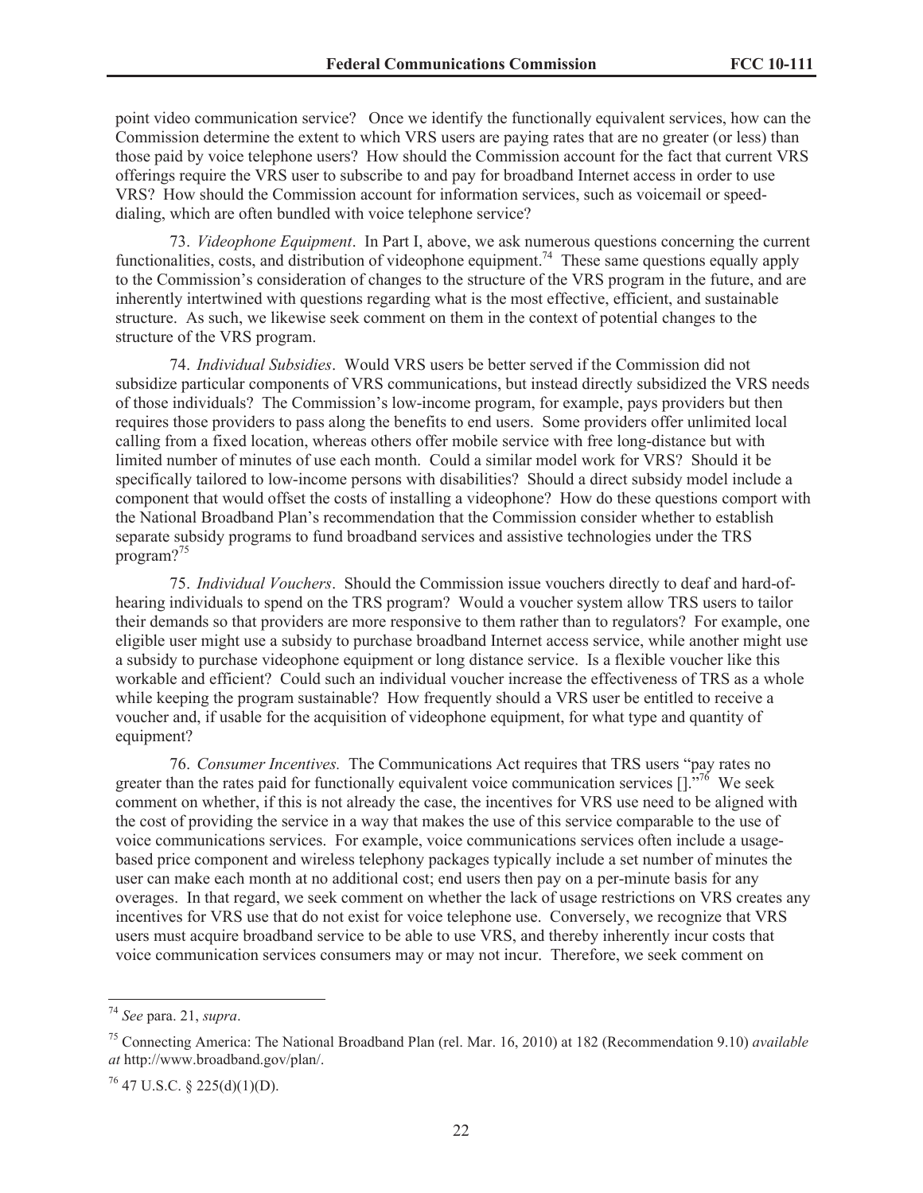point video communication service? Once we identify the functionally equivalent services, how can the Commission determine the extent to which VRS users are paying rates that are no greater (or less) than those paid by voice telephone users? How should the Commission account for the fact that current VRS offerings require the VRS user to subscribe to and pay for broadband Internet access in order to use VRS? How should the Commission account for information services, such as voicemail or speed-dialing, which are often bundled with voice telephone service?

73. *Videophone Equipment*. In Part I, above, we ask numerous questions concerning the current functionalities, costs, and distribution of videophone equipment.[74] These same questions equally apply to the Commission's consideration of changes to the structure of the VRS program in the future, and are inherently intertwined with questions regarding what is the most effective, efficient, and sustainable structure. As such, we likewise seek comment on them in the context of potential changes to the structure of the VRS program.

74. *Individual Subsidies*. Would VRS users be better served if the Commission did not subsidize particular components of VRS communications, but instead directly subsidized the VRS needs of those individuals? The Commission's low-income program, for example, pays providers but then requires those providers to pass along the benefits to end users. Some providers offer unlimited local calling from a fixed location, whereas others offer mobile service with free long-distance but with limited number of minutes of use each month. Could a similar model work for VRS? Should it be specifically tailored to low-income persons with disabilities? Should a direct subsidy model include a component that would offset the costs of installing a videophone? How do these questions comport with the National Broadband Plan's recommendation that the Commission consider whether to establish separate subsidy programs to fund broadband services and assistive technologies under the TRS program?[75]

75. *Individual Vouchers*. Should the Commission issue vouchers directly to deaf and hard-of-hearing individuals to spend on the TRS program? Would a voucher system allow TRS users to tailor their demands so that providers are more responsive to them rather than to regulators? For example, one eligible user might use a subsidy to purchase broadband Internet access service, while another might use a subsidy to purchase videophone equipment or long distance service. Is a flexible voucher like this workable and efficient? Could such an individual voucher increase the effectiveness of TRS as a whole while keeping the program sustainable? How frequently should a VRS user be entitled to receive a voucher and, if usable for the acquisition of videophone equipment, for what type and quantity of equipment?

76. *Consumer Incentives.* The Communications Act requires that TRS users "pay rates no greater than the rates paid for functionally equivalent voice communication services []."[76] We seek comment on whether, if this is not already the case, the incentives for VRS use need to be aligned with the cost of providing the service in a way that makes the use of this service comparable to the use of voice communications services. For example, voice communications services often include a usage-based price component and wireless telephony packages typically include a set number of minutes the user can make each month at no additional cost; end users then pay on a per-minute basis for any overages. In that regard, we seek comment on whether the lack of usage restrictions on VRS creates any incentives for VRS use that do not exist for voice telephone use. Conversely, we recognize that VRS users must acquire broadband service to be able to use VRS, and thereby inherently incur costs that voice communication services consumers may or may not incur. Therefore, we seek comment on

---

[74] *See* para. 21, *supra*.

[75] Connecting America: The National Broadband Plan (rel. Mar. 16, 2010) at 182 (Recommendation 9.10) *available at* http://www.broadband.gov/plan/.

[76] 47 U.S.C. § 225(d)(1)(D).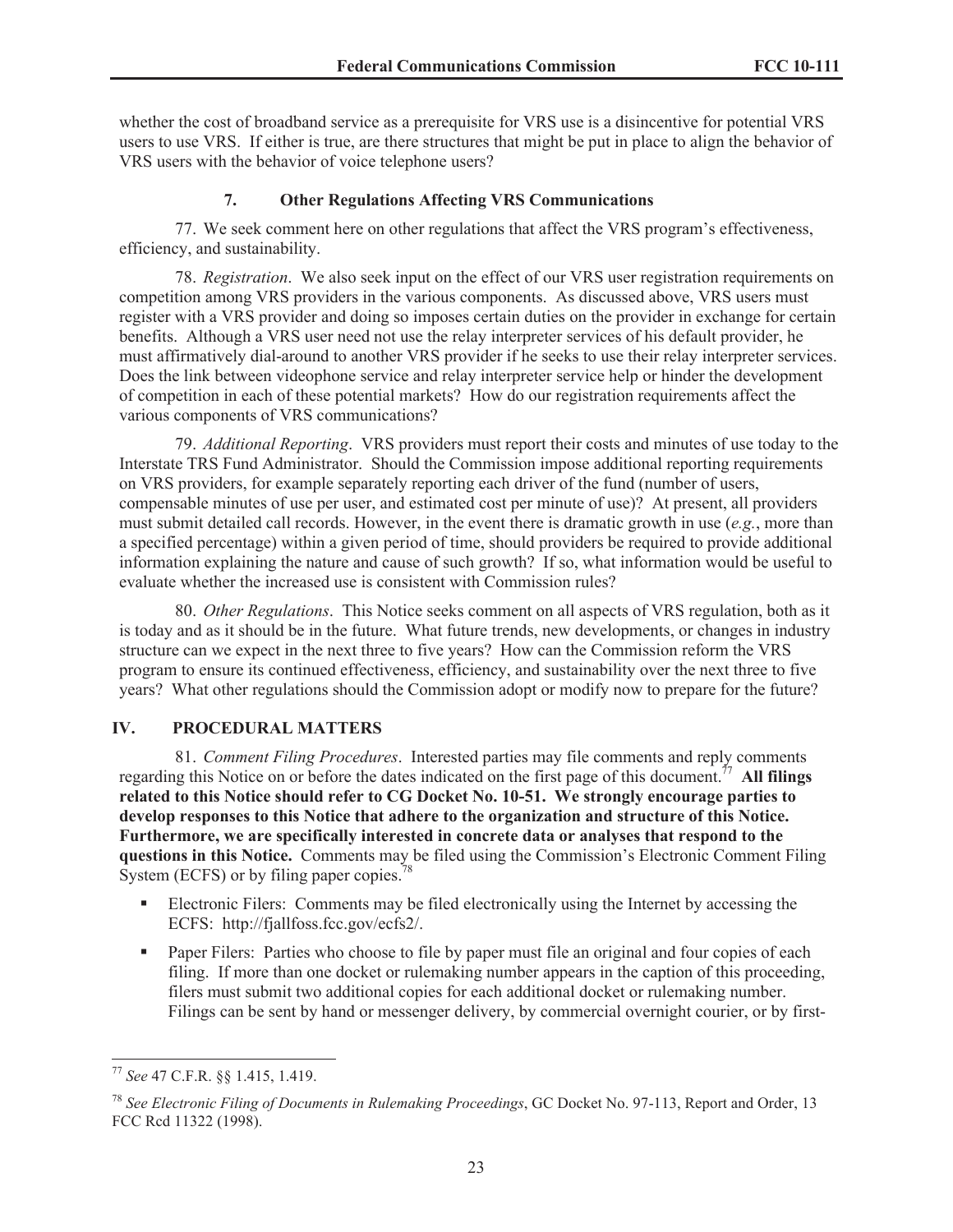whether the cost of broadband service as a prerequisite for VRS use is a disincentive for potential VRS users to use VRS. If either is true, are there structures that might be put in place to align the behavior of VRS users with the behavior of voice telephone users?

### 7. Other Regulations Affecting VRS Communications

77. We seek comment here on other regulations that affect the VRS program's effectiveness, efficiency, and sustainability.

78. *Registration*. We also seek input on the effect of our VRS user registration requirements on competition among VRS providers in the various components. As discussed above, VRS users must register with a VRS provider and doing so imposes certain duties on the provider in exchange for certain benefits. Although a VRS user need not use the relay interpreter services of his default provider, he must affirmatively dial-around to another VRS provider if he seeks to use their relay interpreter services. Does the link between videophone service and relay interpreter service help or hinder the development of competition in each of these potential markets? How do our registration requirements affect the various components of VRS communications?

79. *Additional Reporting*. VRS providers must report their costs and minutes of use today to the Interstate TRS Fund Administrator. Should the Commission impose additional reporting requirements on VRS providers, for example separately reporting each driver of the fund (number of users, compensable minutes of use per user, and estimated cost per minute of use)? At present, all providers must submit detailed call records. However, in the event there is dramatic growth in use (*e.g.*, more than a specified percentage) within a given period of time, should providers be required to provide additional information explaining the nature and cause of such growth? If so, what information would be useful to evaluate whether the increased use is consistent with Commission rules?

80. *Other Regulations*. This Notice seeks comment on all aspects of VRS regulation, both as it is today and as it should be in the future. What future trends, new developments, or changes in industry structure can we expect in the next three to five years? How can the Commission reform the VRS program to ensure its continued effectiveness, efficiency, and sustainability over the next three to five years? What other regulations should the Commission adopt or modify now to prepare for the future?

## IV. PROCEDURAL MATTERS

81. *Comment Filing Procedures*. Interested parties may file comments and reply comments regarding this Notice on or before the dates indicated on the first page of this document.[77] **All filings related to this Notice should refer to CG Docket No. 10-51. We strongly encourage parties to develop responses to this Notice that adhere to the organization and structure of this Notice. Furthermore, we are specifically interested in concrete data or analyses that respond to the questions in this Notice.** Comments may be filed using the Commission's Electronic Comment Filing System (ECFS) or by filing paper copies.[78]

- Electronic Filers: Comments may be filed electronically using the Internet by accessing the ECFS: http://fjallfoss.fcc.gov/ecfs2/.
- Paper Filers: Parties who choose to file by paper must file an original and four copies of each filing. If more than one docket or rulemaking number appears in the caption of this proceeding, filers must submit two additional copies for each additional docket or rulemaking number. Filings can be sent by hand or messenger delivery, by commercial overnight courier, or by first-

---

[77] *See* 47 C.F.R. §§ 1.415, 1.419.

[78] *See Electronic Filing of Documents in Rulemaking Proceedings*, GC Docket No. 97-113, Report and Order, 13 FCC Rcd 11322 (1998).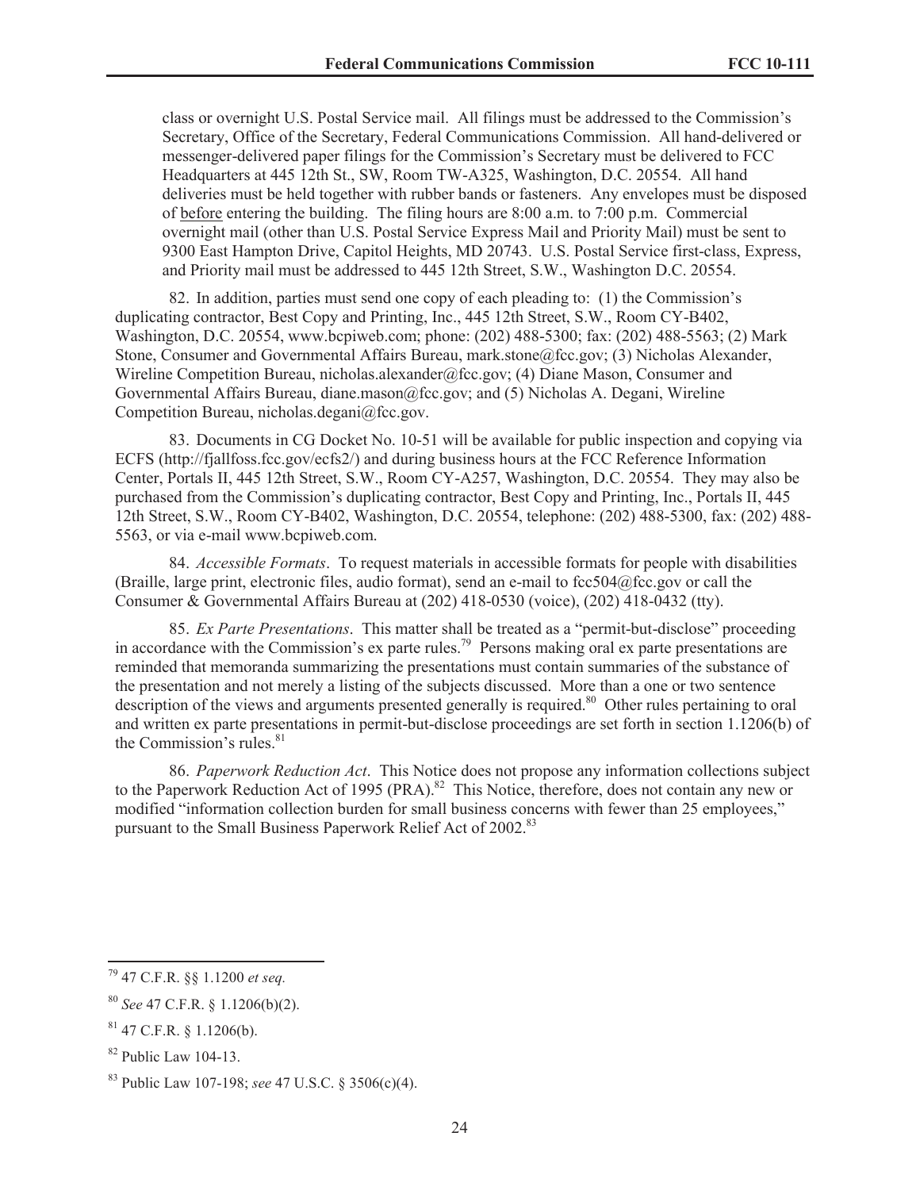class or overnight U.S. Postal Service mail. All filings must be addressed to the Commission's Secretary, Office of the Secretary, Federal Communications Commission. All hand-delivered or messenger-delivered paper filings for the Commission's Secretary must be delivered to FCC Headquarters at 445 12th St., SW, Room TW-A325, Washington, D.C. 20554. All hand deliveries must be held together with rubber bands or fasteners. Any envelopes must be disposed of before entering the building. The filing hours are 8:00 a.m. to 7:00 p.m. Commercial overnight mail (other than U.S. Postal Service Express Mail and Priority Mail) must be sent to 9300 East Hampton Drive, Capitol Heights, MD 20743. U.S. Postal Service first-class, Express, and Priority mail must be addressed to 445 12th Street, S.W., Washington D.C. 20554.

82. In addition, parties must send one copy of each pleading to: (1) the Commission's duplicating contractor, Best Copy and Printing, Inc., 445 12th Street, S.W., Room CY-B402, Washington, D.C. 20554, www.bcpiweb.com; phone: (202) 488-5300; fax: (202) 488-5563; (2) Mark Stone, Consumer and Governmental Affairs Bureau, mark.stone@fcc.gov; (3) Nicholas Alexander, Wireline Competition Bureau, nicholas.alexander@fcc.gov; (4) Diane Mason, Consumer and Governmental Affairs Bureau, diane.mason@fcc.gov; and (5) Nicholas A. Degani, Wireline Competition Bureau, nicholas.degani@fcc.gov.

83. Documents in CG Docket No. 10-51 will be available for public inspection and copying via ECFS (http://fjallfoss.fcc.gov/ecfs2/) and during business hours at the FCC Reference Information Center, Portals II, 445 12th Street, S.W., Room CY-A257, Washington, D.C. 20554. They may also be purchased from the Commission's duplicating contractor, Best Copy and Printing, Inc., Portals II, 445 12th Street, S.W., Room CY-B402, Washington, D.C. 20554, telephone: (202) 488-5300, fax: (202) 488-5563, or via e-mail www.bcpiweb.com.

84. *Accessible Formats*. To request materials in accessible formats for people with disabilities (Braille, large print, electronic files, audio format), send an e-mail to fcc504@fcc.gov or call the Consumer & Governmental Affairs Bureau at (202) 418-0530 (voice), (202) 418-0432 (tty).

85. *Ex Parte Presentations*. This matter shall be treated as a "permit-but-disclose" proceeding in accordance with the Commission's ex parte rules.[79] Persons making oral ex parte presentations are reminded that memoranda summarizing the presentations must contain summaries of the substance of the presentation and not merely a listing of the subjects discussed. More than a one or two sentence description of the views and arguments presented generally is required.[80] Other rules pertaining to oral and written ex parte presentations in permit-but-disclose proceedings are set forth in section 1.1206(b) of the Commission's rules.[81]

86. *Paperwork Reduction Act*. This Notice does not propose any information collections subject to the Paperwork Reduction Act of 1995 (PRA).[82] This Notice, therefore, does not contain any new or modified "information collection burden for small business concerns with fewer than 25 employees," pursuant to the Small Business Paperwork Relief Act of 2002.[83]

---

[79] 47 C.F.R. §§ 1.1200 *et seq.*

[80] *See* 47 C.F.R. § 1.1206(b)(2).

[81] 47 C.F.R. § 1.1206(b).

[82] Public Law 104-13.

[83] Public Law 107-198; *see* 47 U.S.C. § 3506(c)(4).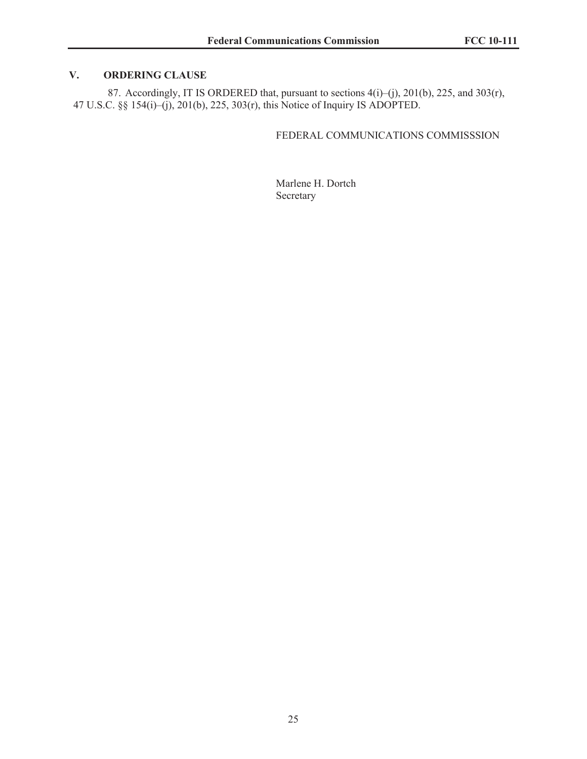## V. ORDERING CLAUSE

87. Accordingly, IT IS ORDERED that, pursuant to sections 4(i)–(j), 201(b), 225, and 303(r), 47 U.S.C. §§ 154(i)–(j), 201(b), 225, 303(r), this Notice of Inquiry IS ADOPTED.

FEDERAL COMMUNICATIONS COMMISSSION

Marlene H. Dortch
Secretary